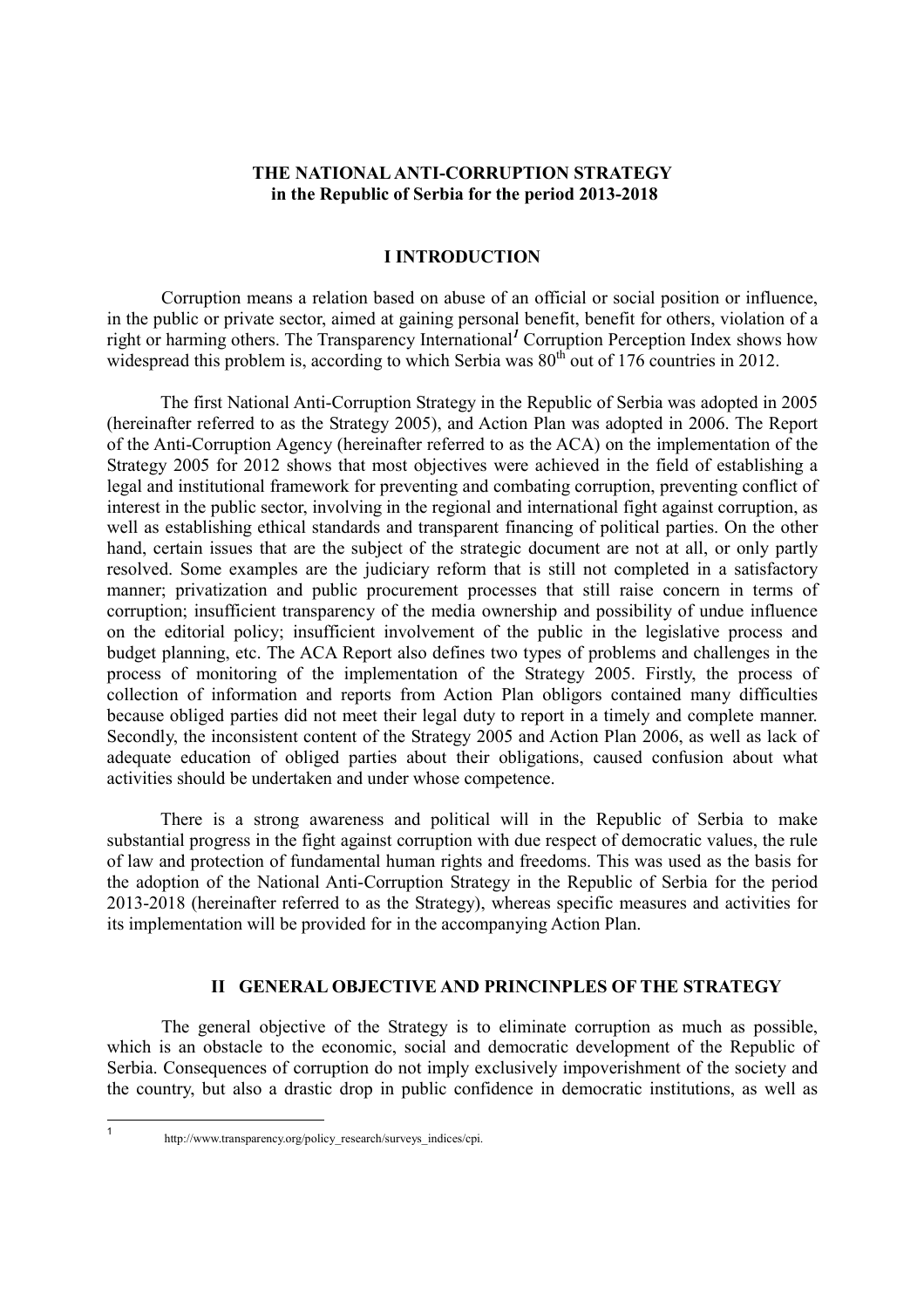# THE NATIONAL ANTI-CORRUPTION STRATEGY in the Republic of Serbia for the period 2013-2018

## I INTRODUCTION

Corruption means a relation based on abuse of an official or social position or influence, in the public or private sector, aimed at gaining personal benefit, benefit for others, violation of a right or harming others. The Transparency International[1] Corruption Perception Index shows how widespread this problem is, according to which Serbia was 80th out of 176 countries in 2012.

The first National Anti-Corruption Strategy in the Republic of Serbia was adopted in 2005 (hereinafter referred to as the Strategy 2005), and Action Plan was adopted in 2006. The Report of the Anti-Corruption Agency (hereinafter referred to as the ACA) on the implementation of the Strategy 2005 for 2012 shows that most objectives were achieved in the field of establishing a legal and institutional framework for preventing and combating corruption, preventing conflict of interest in the public sector, involving in the regional and international fight against corruption, as well as establishing ethical standards and transparent financing of political parties. On the other hand, certain issues that are the subject of the strategic document are not at all, or only partly resolved. Some examples are the judiciary reform that is still not completed in a satisfactory manner; privatization and public procurement processes that still raise concern in terms of corruption; insufficient transparency of the media ownership and possibility of undue influence on the editorial policy; insufficient involvement of the public in the legislative process and budget planning, etc. The ACA Report also defines two types of problems and challenges in the process of monitoring of the implementation of the Strategy 2005. Firstly, the process of collection of information and reports from Action Plan obligors contained many difficulties because obliged parties did not meet their legal duty to report in a timely and complete manner. Secondly, the inconsistent content of the Strategy 2005 and Action Plan 2006, as well as lack of adequate education of obliged parties about their obligations, caused confusion about what activities should be undertaken and under whose competence.

There is a strong awareness and political will in the Republic of Serbia to make substantial progress in the fight against corruption with due respect of democratic values, the rule of law and protection of fundamental human rights and freedoms. This was used as the basis for the adoption of the National Anti-Corruption Strategy in the Republic of Serbia for the period 2013-2018 (hereinafter referred to as the Strategy), whereas specific measures and activities for its implementation will be provided for in the accompanying Action Plan.

## II GENERAL OBJECTIVE AND PRINCINPLES OF THE STRATEGY

The general objective of the Strategy is to eliminate corruption as much as possible, which is an obstacle to the economic, social and democratic development of the Republic of Serbia. Consequences of corruption do not imply exclusively impoverishment of the society and the country, but also a drastic drop in public confidence in democratic institutions, as well as

---

[1] http://www.transparency.org/policy_research/surveys_indices/cpi.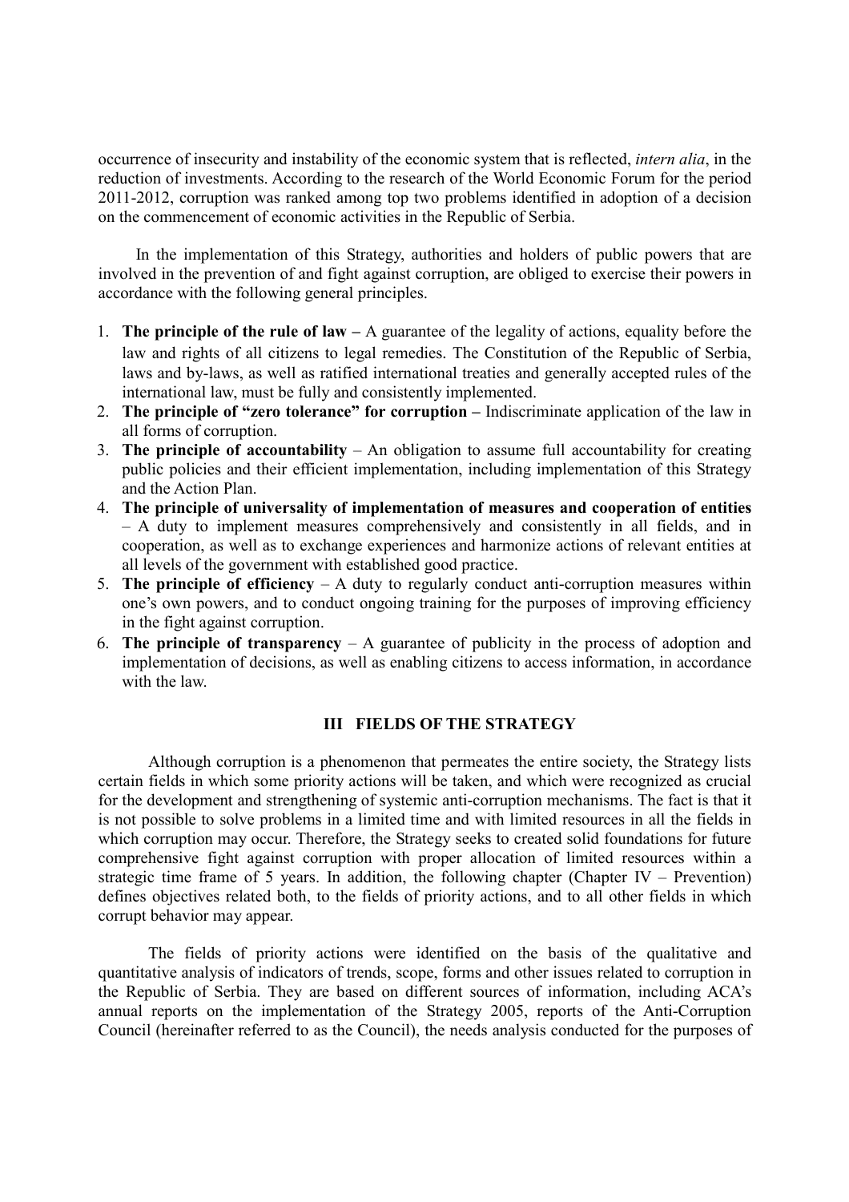occurrence of insecurity and instability of the economic system that is reflected, *intern alia*, in the reduction of investments. According to the research of the World Economic Forum for the period 2011-2012, corruption was ranked among top two problems identified in adoption of a decision on the commencement of economic activities in the Republic of Serbia.

In the implementation of this Strategy, authorities and holders of public powers that are involved in the prevention of and fight against corruption, are obliged to exercise their powers in accordance with the following general principles.

1. **The principle of the rule of law –** A guarantee of the legality of actions, equality before the law and rights of all citizens to legal remedies. The Constitution of the Republic of Serbia, laws and by-laws, as well as ratified international treaties and generally accepted rules of the international law, must be fully and consistently implemented.
2. **The principle of "zero tolerance" for corruption –** Indiscriminate application of the law in all forms of corruption.
3. **The principle of accountability** – An obligation to assume full accountability for creating public policies and their efficient implementation, including implementation of this Strategy and the Action Plan.
4. **The principle of universality of implementation of measures and cooperation of entities** – A duty to implement measures comprehensively and consistently in all fields, and in cooperation, as well as to exchange experiences and harmonize actions of relevant entities at all levels of the government with established good practice.
5. **The principle of efficiency** – A duty to regularly conduct anti-corruption measures within one's own powers, and to conduct ongoing training for the purposes of improving efficiency in the fight against corruption.
6. **The principle of transparency** – A guarantee of publicity in the process of adoption and implementation of decisions, as well as enabling citizens to access information, in accordance with the law.

## III FIELDS OF THE STRATEGY

Although corruption is a phenomenon that permeates the entire society, the Strategy lists certain fields in which some priority actions will be taken, and which were recognized as crucial for the development and strengthening of systemic anti-corruption mechanisms. The fact is that it is not possible to solve problems in a limited time and with limited resources in all the fields in which corruption may occur. Therefore, the Strategy seeks to created solid foundations for future comprehensive fight against corruption with proper allocation of limited resources within a strategic time frame of 5 years. In addition, the following chapter (Chapter IV – Prevention) defines objectives related both, to the fields of priority actions, and to all other fields in which corrupt behavior may appear.

The fields of priority actions were identified on the basis of the qualitative and quantitative analysis of indicators of trends, scope, forms and other issues related to corruption in the Republic of Serbia. They are based on different sources of information, including ACA's annual reports on the implementation of the Strategy 2005, reports of the Anti-Corruption Council (hereinafter referred to as the Council), the needs analysis conducted for the purposes of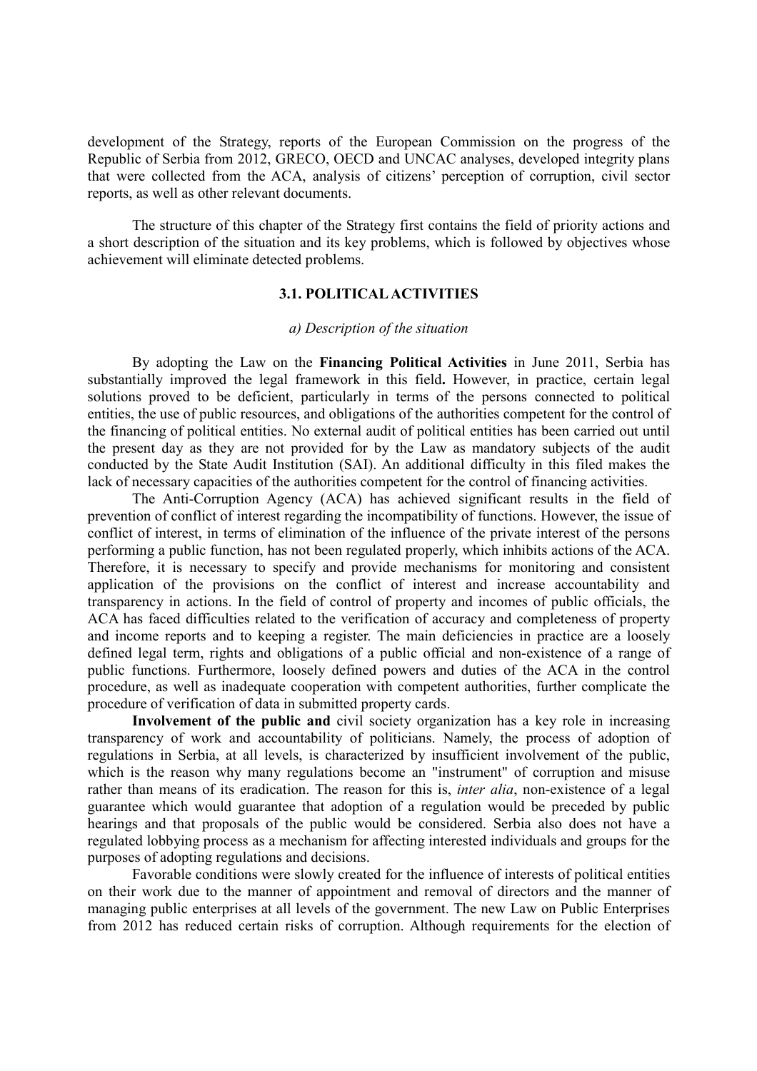development of the Strategy, reports of the European Commission on the progress of the Republic of Serbia from 2012, GRECO, OECD and UNCAC analyses, developed integrity plans that were collected from the ACA, analysis of citizens' perception of corruption, civil sector reports, as well as other relevant documents.

The structure of this chapter of the Strategy first contains the field of priority actions and a short description of the situation and its key problems, which is followed by objectives whose achievement will eliminate detected problems.

### 3.1. POLITICAL ACTIVITIES

*a) Description of the situation*

By adopting the Law on the **Financing Political Activities** in June 2011, Serbia has substantially improved the legal framework in this field**.** However, in practice, certain legal solutions proved to be deficient, particularly in terms of the persons connected to political entities, the use of public resources, and obligations of the authorities competent for the control of the financing of political entities. No external audit of political entities has been carried out until the present day as they are not provided for by the Law as mandatory subjects of the audit conducted by the State Audit Institution (SAI). An additional difficulty in this filed makes the lack of necessary capacities of the authorities competent for the control of financing activities.

The Anti-Corruption Agency (ACA) has achieved significant results in the field of prevention of conflict of interest regarding the incompatibility of functions. However, the issue of conflict of interest, in terms of elimination of the influence of the private interest of the persons performing a public function, has not been regulated properly, which inhibits actions of the ACA. Therefore, it is necessary to specify and provide mechanisms for monitoring and consistent application of the provisions on the conflict of interest and increase accountability and transparency in actions. In the field of control of property and incomes of public officials, the ACA has faced difficulties related to the verification of accuracy and completeness of property and income reports and to keeping a register. The main deficiencies in practice are a loosely defined legal term, rights and obligations of a public official and non-existence of a range of public functions. Furthermore, loosely defined powers and duties of the ACA in the control procedure, as well as inadequate cooperation with competent authorities, further complicate the procedure of verification of data in submitted property cards.

**Involvement of the public and** civil society organization has a key role in increasing transparency of work and accountability of politicians. Namely, the process of adoption of regulations in Serbia, at all levels, is characterized by insufficient involvement of the public, which is the reason why many regulations become an "instrument" of corruption and misuse rather than means of its eradication. The reason for this is, *inter alia*, non-existence of a legal guarantee which would guarantee that adoption of a regulation would be preceded by public hearings and that proposals of the public would be considered. Serbia also does not have a regulated lobbying process as a mechanism for affecting interested individuals and groups for the purposes of adopting regulations and decisions.

Favorable conditions were slowly created for the influence of interests of political entities on their work due to the manner of appointment and removal of directors and the manner of managing public enterprises at all levels of the government. The new Law on Public Enterprises from 2012 has reduced certain risks of corruption. Although requirements for the election of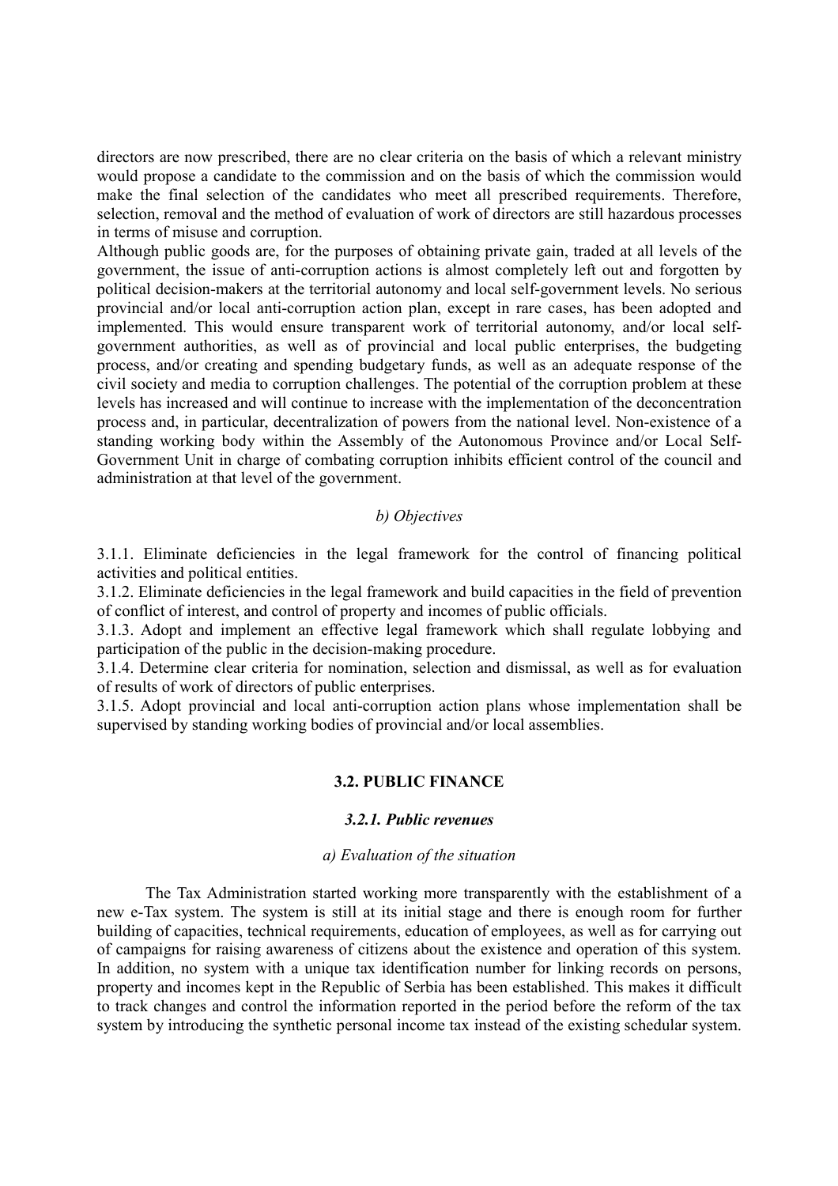directors are now prescribed, there are no clear criteria on the basis of which a relevant ministry would propose a candidate to the commission and on the basis of which the commission would make the final selection of the candidates who meet all prescribed requirements. Therefore, selection, removal and the method of evaluation of work of directors are still hazardous processes in terms of misuse and corruption.

Although public goods are, for the purposes of obtaining private gain, traded at all levels of the government, the issue of anti-corruption actions is almost completely left out and forgotten by political decision-makers at the territorial autonomy and local self-government levels. No serious provincial and/or local anti-corruption action plan, except in rare cases, has been adopted and implemented. This would ensure transparent work of territorial autonomy, and/or local self-government authorities, as well as of provincial and local public enterprises, the budgeting process, and/or creating and spending budgetary funds, as well as an adequate response of the civil society and media to corruption challenges. The potential of the corruption problem at these levels has increased and will continue to increase with the implementation of the deconcentration process and, in particular, decentralization of powers from the national level. Non-existence of a standing working body within the Assembly of the Autonomous Province and/or Local Self-Government Unit in charge of combating corruption inhibits efficient control of the council and administration at that level of the government.

*b) Objectives*

3.1.1. Eliminate deficiencies in the legal framework for the control of financing political activities and political entities.

3.1.2. Eliminate deficiencies in the legal framework and build capacities in the field of prevention of conflict of interest, and control of property and incomes of public officials.

3.1.3. Adopt and implement an effective legal framework which shall regulate lobbying and participation of the public in the decision-making procedure.

3.1.4. Determine clear criteria for nomination, selection and dismissal, as well as for evaluation of results of work of directors of public enterprises.

3.1.5. Adopt provincial and local anti-corruption action plans whose implementation shall be supervised by standing working bodies of provincial and/or local assemblies.

## 3.2. PUBLIC FINANCE

### *3.2.1. Public revenues*

*a) Evaluation of the situation*

The Tax Administration started working more transparently with the establishment of a new e-Tax system. The system is still at its initial stage and there is enough room for further building of capacities, technical requirements, education of employees, as well as for carrying out of campaigns for raising awareness of citizens about the existence and operation of this system. In addition, no system with a unique tax identification number for linking records on persons, property and incomes kept in the Republic of Serbia has been established. This makes it difficult to track changes and control the information reported in the period before the reform of the tax system by introducing the synthetic personal income tax instead of the existing schedular system.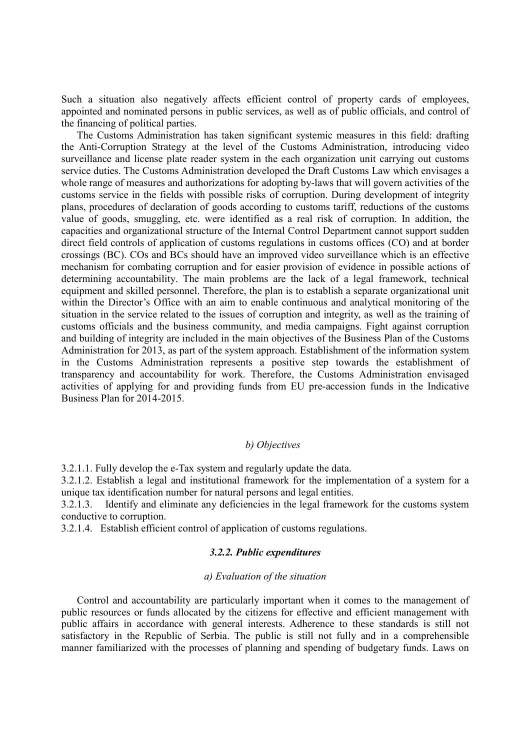Such a situation also negatively affects efficient control of property cards of employees, appointed and nominated persons in public services, as well as of public officials, and control of the financing of political parties.

The Customs Administration has taken significant systemic measures in this field: drafting the Anti-Corruption Strategy at the level of the Customs Administration, introducing video surveillance and license plate reader system in the each organization unit carrying out customs service duties. The Customs Administration developed the Draft Customs Law which envisages a whole range of measures and authorizations for adopting by-laws that will govern activities of the customs service in the fields with possible risks of corruption. During development of integrity plans, procedures of declaration of goods according to customs tariff, reductions of the customs value of goods, smuggling, etc. were identified as a real risk of corruption. In addition, the capacities and organizational structure of the Internal Control Department cannot support sudden direct field controls of application of customs regulations in customs offices (CO) and at border crossings (BC). COs and BCs should have an improved video surveillance which is an effective mechanism for combating corruption and for easier provision of evidence in possible actions of determining accountability. The main problems are the lack of a legal framework, technical equipment and skilled personnel. Therefore, the plan is to establish a separate organizational unit within the Director's Office with an aim to enable continuous and analytical monitoring of the situation in the service related to the issues of corruption and integrity, as well as the training of customs officials and the business community, and media campaigns. Fight against corruption and building of integrity are included in the main objectives of the Business Plan of the Customs Administration for 2013, as part of the system approach. Establishment of the information system in the Customs Administration represents a positive step towards the establishment of transparency and accountability for work. Therefore, the Customs Administration envisaged activities of applying for and providing funds from EU pre-accession funds in the Indicative Business Plan for 2014-2015.

*b) Objectives*

3.2.1.1. Fully develop the e-Tax system and regularly update the data.

3.2.1.2. Establish a legal and institutional framework for the implementation of a system for a unique tax identification number for natural persons and legal entities.

3.2.1.3. Identify and eliminate any deficiencies in the legal framework for the customs system conductive to corruption.

3.2.1.4. Establish efficient control of application of customs regulations.

### *3.2.2. Public expenditures*

*a) Evaluation of the situation*

Control and accountability are particularly important when it comes to the management of public resources or funds allocated by the citizens for effective and efficient management with public affairs in accordance with general interests. Adherence to these standards is still not satisfactory in the Republic of Serbia. The public is still not fully and in a comprehensible manner familiarized with the processes of planning and spending of budgetary funds. Laws on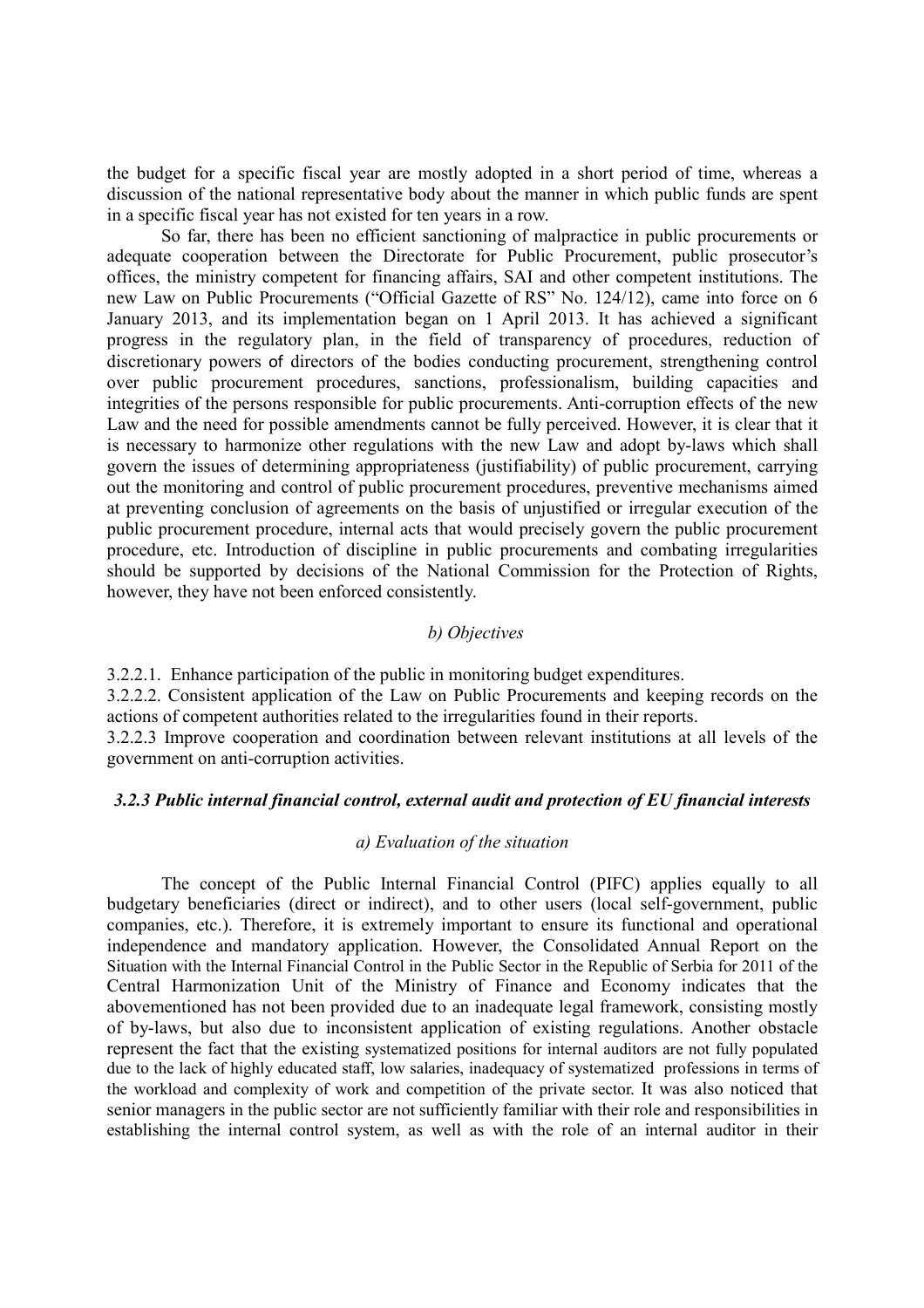the budget for a specific fiscal year are mostly adopted in a short period of time, whereas a discussion of the national representative body about the manner in which public funds are spent in a specific fiscal year has not existed for ten years in a row.

So far, there has been no efficient sanctioning of malpractice in public procurements or adequate cooperation between the Directorate for Public Procurement, public prosecutor's offices, the ministry competent for financing affairs, SAI and other competent institutions. The new Law on Public Procurements ("Official Gazette of RS" No. 124/12), came into force on 6 January 2013, and its implementation began on 1 April 2013. It has achieved a significant progress in the regulatory plan, in the field of transparency of procedures, reduction of discretionary powers of directors of the bodies conducting procurement, strengthening control over public procurement procedures, sanctions, professionalism, building capacities and integrities of the persons responsible for public procurements. Anti-corruption effects of the new Law and the need for possible amendments cannot be fully perceived. However, it is clear that it is necessary to harmonize other regulations with the new Law and adopt by-laws which shall govern the issues of determining appropriateness (justifiability) of public procurement, carrying out the monitoring and control of public procurement procedures, preventive mechanisms aimed at preventing conclusion of agreements on the basis of unjustified or irregular execution of the public procurement procedure, internal acts that would precisely govern the public procurement procedure, etc. Introduction of discipline in public procurements and combating irregularities should be supported by decisions of the National Commission for the Protection of Rights, however, they have not been enforced consistently.

*b) Objectives*

3.2.2.1. Enhance participation of the public in monitoring budget expenditures.

3.2.2.2. Consistent application of the Law on Public Procurements and keeping records on the actions of competent authorities related to the irregularities found in their reports.

3.2.2.3 Improve cooperation and coordination between relevant institutions at all levels of the government on anti-corruption activities.

### *3.2.3 Public internal financial control, external audit and protection of EU financial interests*

*a) Evaluation of the situation*

The concept of the Public Internal Financial Control (PIFC) applies equally to all budgetary beneficiaries (direct or indirect), and to other users (local self-government, public companies, etc.). Therefore, it is extremely important to ensure its functional and operational independence and mandatory application. However, the Consolidated Annual Report on the Situation with the Internal Financial Control in the Public Sector in the Republic of Serbia for 2011 of the Central Harmonization Unit of the Ministry of Finance and Economy indicates that the abovementioned has not been provided due to an inadequate legal framework, consisting mostly of by-laws, but also due to inconsistent application of existing regulations. Another obstacle represent the fact that the existing systematized positions for internal auditors are not fully populated due to the lack of highly educated staff, low salaries, inadequacy of systematized professions in terms of the workload and complexity of work and competition of the private sector. It was also noticed that senior managers in the public sector are not sufficiently familiar with their role and responsibilities in establishing the internal control system, as well as with the role of an internal auditor in their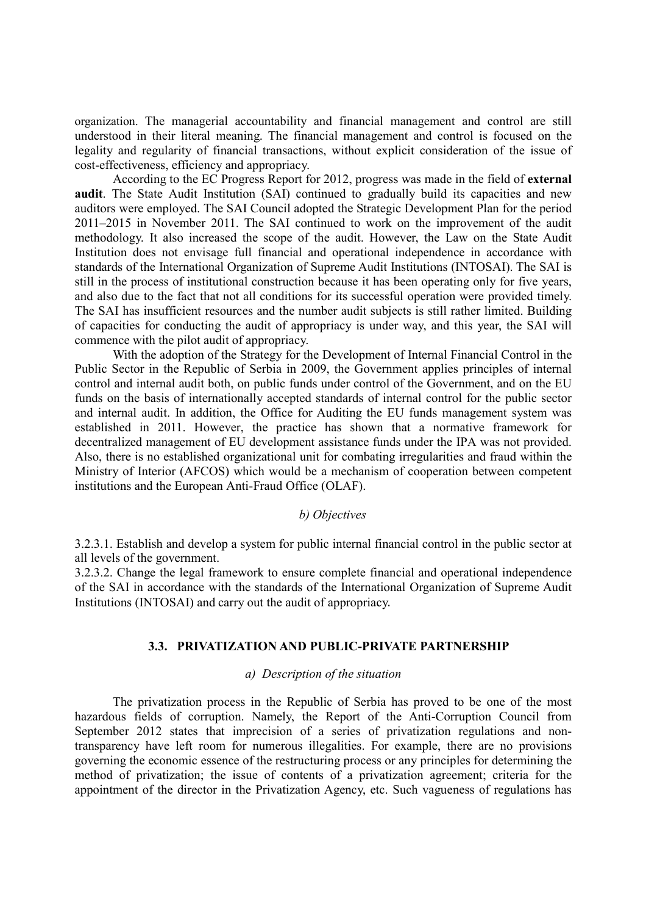organization. The managerial accountability and financial management and control are still understood in their literal meaning. The financial management and control is focused on the legality and regularity of financial transactions, without explicit consideration of the issue of cost-effectiveness, efficiency and appropriacy.

According to the EC Progress Report for 2012, progress was made in the field of **external audit**. The State Audit Institution (SAI) continued to gradually build its capacities and new auditors were employed. The SAI Council adopted the Strategic Development Plan for the period 2011–2015 in November 2011. The SAI continued to work on the improvement of the audit methodology. It also increased the scope of the audit. However, the Law on the State Audit Institution does not envisage full financial and operational independence in accordance with standards of the International Organization of Supreme Audit Institutions (INTOSAI). The SAI is still in the process of institutional construction because it has been operating only for five years, and also due to the fact that not all conditions for its successful operation were provided timely. The SAI has insufficient resources and the number audit subjects is still rather limited. Building of capacities for conducting the audit of appropriacy is under way, and this year, the SAI will commence with the pilot audit of appropriacy.

With the adoption of the Strategy for the Development of Internal Financial Control in the Public Sector in the Republic of Serbia in 2009, the Government applies principles of internal control and internal audit both, on public funds under control of the Government, and on the EU funds on the basis of internationally accepted standards of internal control for the public sector and internal audit. In addition, the Office for Auditing the EU funds management system was established in 2011. However, the practice has shown that a normative framework for decentralized management of EU development assistance funds under the IPA was not provided. Also, there is no established organizational unit for combating irregularities and fraud within the Ministry of Interior (AFCOS) which would be a mechanism of cooperation between competent institutions and the European Anti-Fraud Office (OLAF).

*b) Objectives*

3.2.3.1. Establish and develop a system for public internal financial control in the public sector at all levels of the government.

3.2.3.2. Change the legal framework to ensure complete financial and operational independence of the SAI in accordance with the standards of the International Organization of Supreme Audit Institutions (INTOSAI) and carry out the audit of appropriacy.

### 3.3. PRIVATIZATION AND PUBLIC-PRIVATE PARTNERSHIP

*a) Description of the situation*

The privatization process in the Republic of Serbia has proved to be one of the most hazardous fields of corruption. Namely, the Report of the Anti-Corruption Council from September 2012 states that imprecision of a series of privatization regulations and non-transparency have left room for numerous illegalities. For example, there are no provisions governing the economic essence of the restructuring process or any principles for determining the method of privatization; the issue of contents of a privatization agreement; criteria for the appointment of the director in the Privatization Agency, etc. Such vagueness of regulations has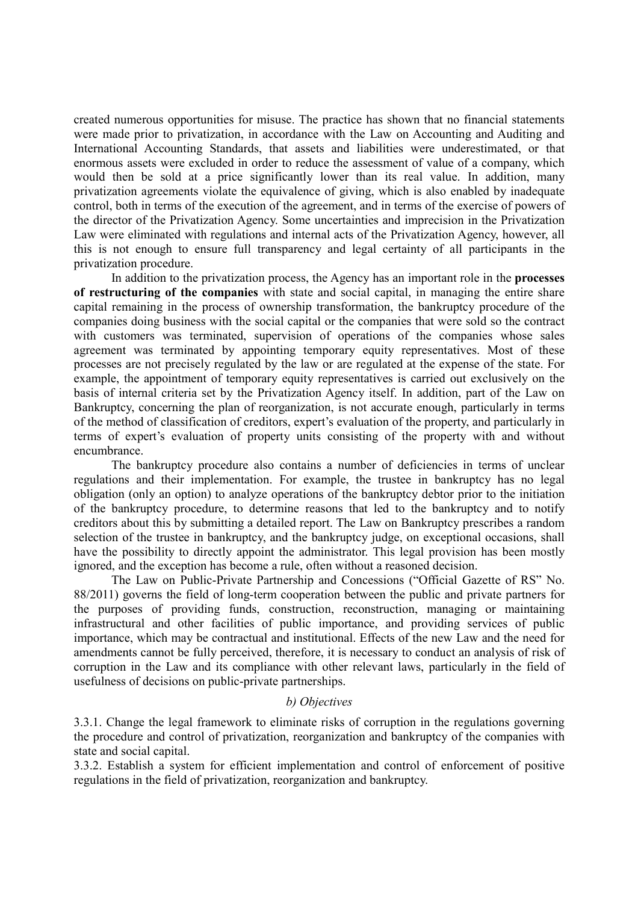created numerous opportunities for misuse. The practice has shown that no financial statements were made prior to privatization, in accordance with the Law on Accounting and Auditing and International Accounting Standards, that assets and liabilities were underestimated, or that enormous assets were excluded in order to reduce the assessment of value of a company, which would then be sold at a price significantly lower than its real value. In addition, many privatization agreements violate the equivalence of giving, which is also enabled by inadequate control, both in terms of the execution of the agreement, and in terms of the exercise of powers of the director of the Privatization Agency. Some uncertainties and imprecision in the Privatization Law were eliminated with regulations and internal acts of the Privatization Agency, however, all this is not enough to ensure full transparency and legal certainty of all participants in the privatization procedure.

In addition to the privatization process, the Agency has an important role in the **processes of restructuring of the companies** with state and social capital, in managing the entire share capital remaining in the process of ownership transformation, the bankruptcy procedure of the companies doing business with the social capital or the companies that were sold so the contract with customers was terminated, supervision of operations of the companies whose sales agreement was terminated by appointing temporary equity representatives. Most of these processes are not precisely regulated by the law or are regulated at the expense of the state. For example, the appointment of temporary equity representatives is carried out exclusively on the basis of internal criteria set by the Privatization Agency itself. In addition, part of the Law on Bankruptcy, concerning the plan of reorganization, is not accurate enough, particularly in terms of the method of classification of creditors, expert's evaluation of the property, and particularly in terms of expert's evaluation of property units consisting of the property with and without encumbrance.

The bankruptcy procedure also contains a number of deficiencies in terms of unclear regulations and their implementation. For example, the trustee in bankruptcy has no legal obligation (only an option) to analyze operations of the bankruptcy debtor prior to the initiation of the bankruptcy procedure, to determine reasons that led to the bankruptcy and to notify creditors about this by submitting a detailed report. The Law on Bankruptcy prescribes a random selection of the trustee in bankruptcy, and the bankruptcy judge, on exceptional occasions, shall have the possibility to directly appoint the administrator. This legal provision has been mostly ignored, and the exception has become a rule, often without a reasoned decision.

The Law on Public-Private Partnership and Concessions ("Official Gazette of RS" No. 88/2011) governs the field of long-term cooperation between the public and private partners for the purposes of providing funds, construction, reconstruction, managing or maintaining infrastructural and other facilities of public importance, and providing services of public importance, which may be contractual and institutional. Effects of the new Law and the need for amendments cannot be fully perceived, therefore, it is necessary to conduct an analysis of risk of corruption in the Law and its compliance with other relevant laws, particularly in the field of usefulness of decisions on public-private partnerships.

*b) Objectives*

3.3.1. Change the legal framework to eliminate risks of corruption in the regulations governing the procedure and control of privatization, reorganization and bankruptcy of the companies with state and social capital.

3.3.2. Establish a system for efficient implementation and control of enforcement of positive regulations in the field of privatization, reorganization and bankruptcy.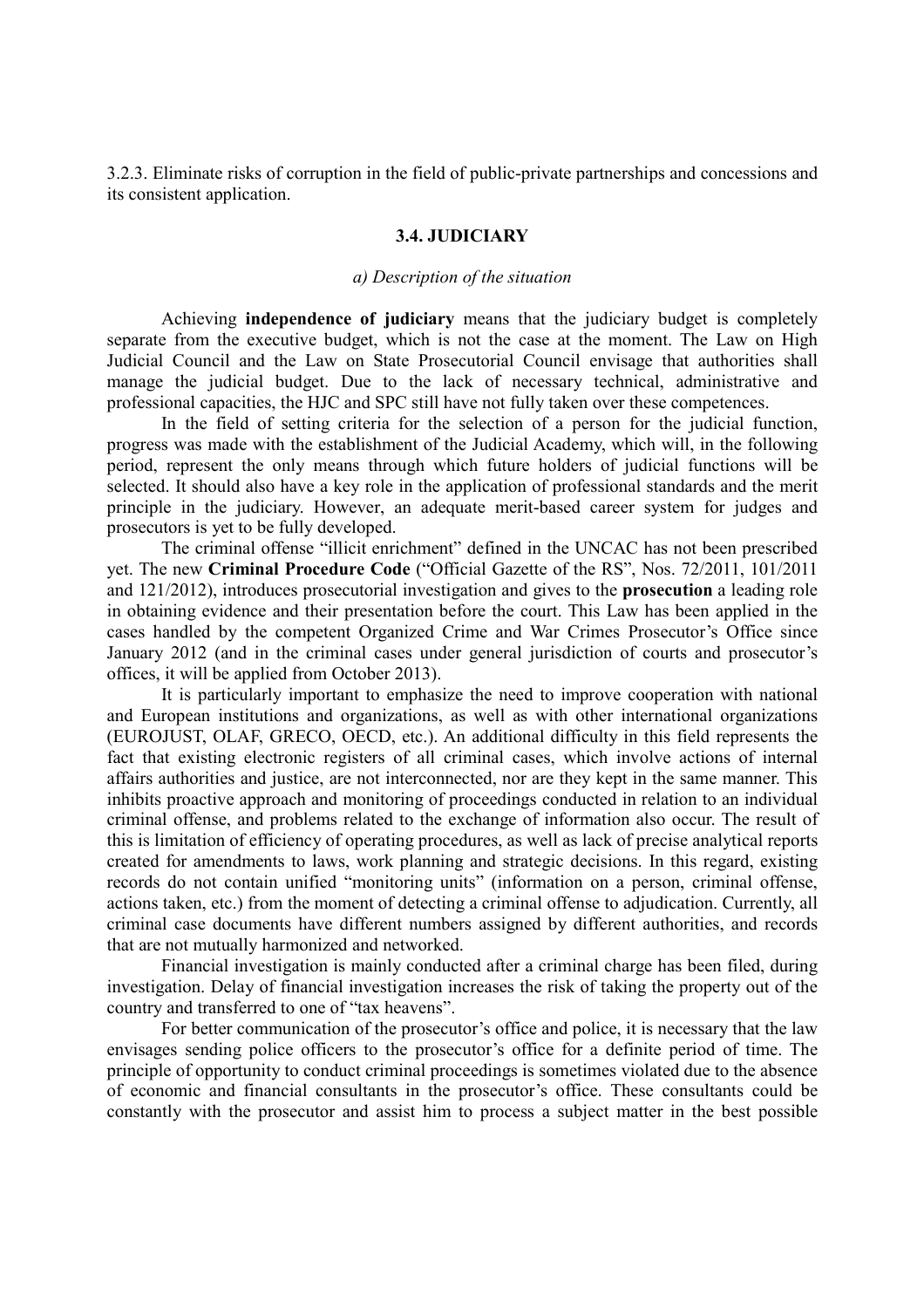3.2.3. Eliminate risks of corruption in the field of public-private partnerships and concessions and its consistent application.

### 3.4. JUDICIARY

*a) Description of the situation*

Achieving **independence of judiciary** means that the judiciary budget is completely separate from the executive budget, which is not the case at the moment. The Law on High Judicial Council and the Law on State Prosecutorial Council envisage that authorities shall manage the judicial budget. Due to the lack of necessary technical, administrative and professional capacities, the HJC and SPC still have not fully taken over these competences.

In the field of setting criteria for the selection of a person for the judicial function, progress was made with the establishment of the Judicial Academy, which will, in the following period, represent the only means through which future holders of judicial functions will be selected. It should also have a key role in the application of professional standards and the merit principle in the judiciary. However, an adequate merit-based career system for judges and prosecutors is yet to be fully developed.

The criminal offense "illicit enrichment" defined in the UNCAC has not been prescribed yet. The new **Criminal Procedure Code** ("Official Gazette of the RS", Nos. 72/2011, 101/2011 and 121/2012), introduces prosecutorial investigation and gives to the **prosecution** a leading role in obtaining evidence and their presentation before the court. This Law has been applied in the cases handled by the competent Organized Crime and War Crimes Prosecutor's Office since January 2012 (and in the criminal cases under general jurisdiction of courts and prosecutor's offices, it will be applied from October 2013).

It is particularly important to emphasize the need to improve cooperation with national and European institutions and organizations, as well as with other international organizations (EUROJUST, OLAF, GRECO, OECD, etc.). An additional difficulty in this field represents the fact that existing electronic registers of all criminal cases, which involve actions of internal affairs authorities and justice, are not interconnected, nor are they kept in the same manner. This inhibits proactive approach and monitoring of proceedings conducted in relation to an individual criminal offense, and problems related to the exchange of information also occur. The result of this is limitation of efficiency of operating procedures, as well as lack of precise analytical reports created for amendments to laws, work planning and strategic decisions. In this regard, existing records do not contain unified "monitoring units" (information on a person, criminal offense, actions taken, etc.) from the moment of detecting a criminal offense to adjudication. Currently, all criminal case documents have different numbers assigned by different authorities, and records that are not mutually harmonized and networked.

Financial investigation is mainly conducted after a criminal charge has been filed, during investigation. Delay of financial investigation increases the risk of taking the property out of the country and transferred to one of "tax heavens".

For better communication of the prosecutor's office and police, it is necessary that the law envisages sending police officers to the prosecutor's office for a definite period of time. The principle of opportunity to conduct criminal proceedings is sometimes violated due to the absence of economic and financial consultants in the prosecutor's office. These consultants could be constantly with the prosecutor and assist him to process a subject matter in the best possible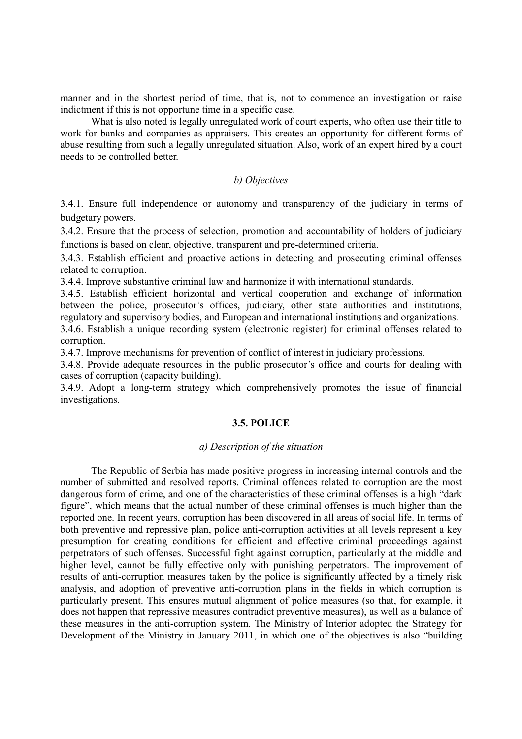manner and in the shortest period of time, that is, not to commence an investigation or raise indictment if this is not opportune time in a specific case.

What is also noted is legally unregulated work of court experts, who often use their title to work for banks and companies as appraisers. This creates an opportunity for different forms of abuse resulting from such a legally unregulated situation. Also, work of an expert hired by a court needs to be controlled better.

*b) Objectives*

3.4.1. Ensure full independence or autonomy and transparency of the judiciary in terms of budgetary powers.

3.4.2. Ensure that the process of selection, promotion and accountability of holders of judiciary functions is based on clear, objective, transparent and pre-determined criteria.

3.4.3. Establish efficient and proactive actions in detecting and prosecuting criminal offenses related to corruption.

3.4.4. Improve substantive criminal law and harmonize it with international standards.

3.4.5. Establish efficient horizontal and vertical cooperation and exchange of information between the police, prosecutor's offices, judiciary, other state authorities and institutions, regulatory and supervisory bodies, and European and international institutions and organizations.

3.4.6. Establish a unique recording system (electronic register) for criminal offenses related to corruption.

3.4.7. Improve mechanisms for prevention of conflict of interest in judiciary professions.

3.4.8. Provide adequate resources in the public prosecutor's office and courts for dealing with cases of corruption (capacity building).

3.4.9. Adopt a long-term strategy which comprehensively promotes the issue of financial investigations.

## 3.5. POLICE

*a) Description of the situation*

The Republic of Serbia has made positive progress in increasing internal controls and the number of submitted and resolved reports. Criminal offences related to corruption are the most dangerous form of crime, and one of the characteristics of these criminal offenses is a high "dark figure", which means that the actual number of these criminal offenses is much higher than the reported one. In recent years, corruption has been discovered in all areas of social life. In terms of both preventive and repressive plan, police anti-corruption activities at all levels represent a key presumption for creating conditions for efficient and effective criminal proceedings against perpetrators of such offenses. Successful fight against corruption, particularly at the middle and higher level, cannot be fully effective only with punishing perpetrators. The improvement of results of anti-corruption measures taken by the police is significantly affected by a timely risk analysis, and adoption of preventive anti-corruption plans in the fields in which corruption is particularly present. This ensures mutual alignment of police measures (so that, for example, it does not happen that repressive measures contradict preventive measures), as well as a balance of these measures in the anti-corruption system. The Ministry of Interior adopted the Strategy for Development of the Ministry in January 2011, in which one of the objectives is also "building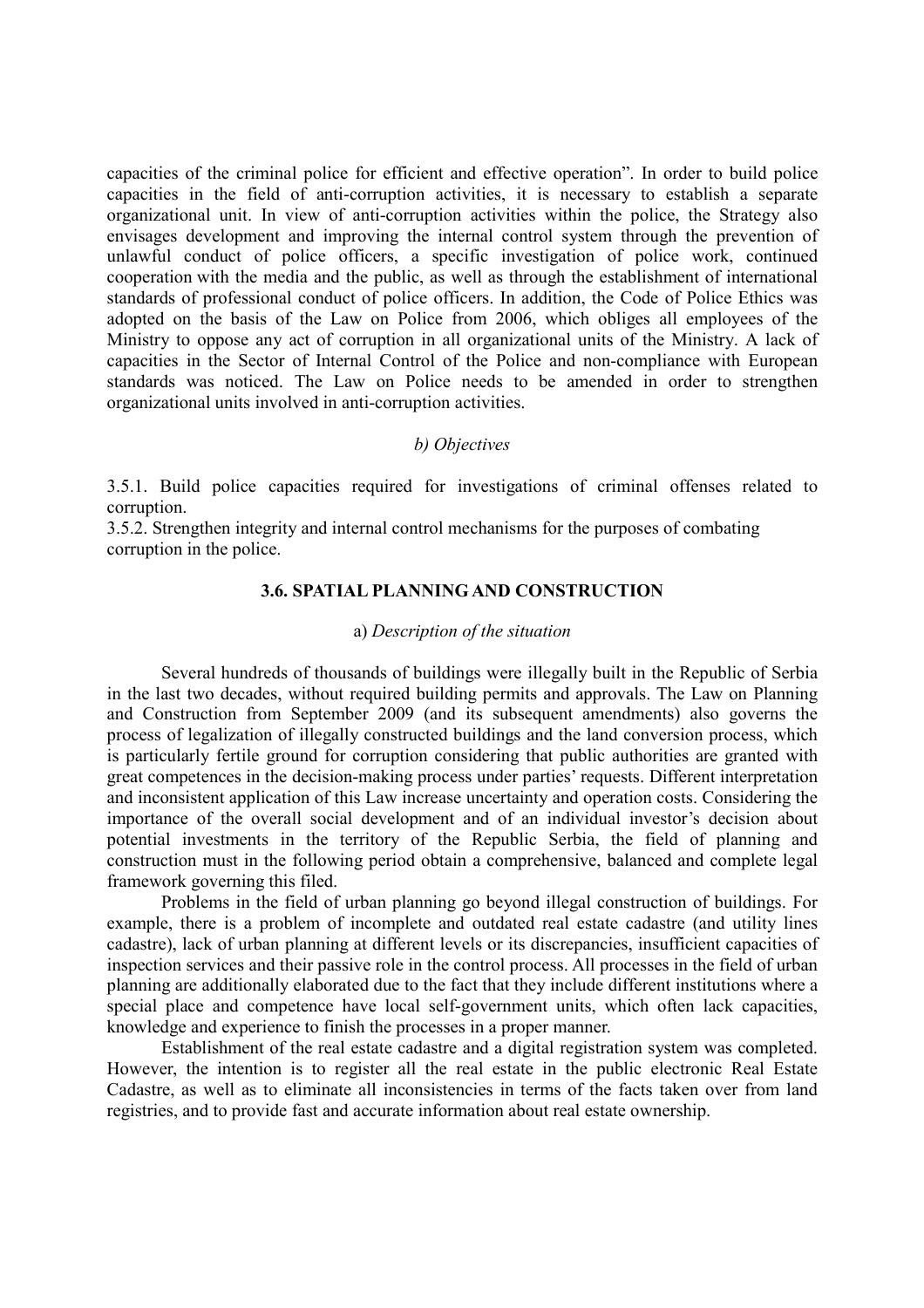capacities of the criminal police for efficient and effective operation". In order to build police capacities in the field of anti-corruption activities, it is necessary to establish a separate organizational unit. In view of anti-corruption activities within the police, the Strategy also envisages development and improving the internal control system through the prevention of unlawful conduct of police officers, a specific investigation of police work, continued cooperation with the media and the public, as well as through the establishment of international standards of professional conduct of police officers. In addition, the Code of Police Ethics was adopted on the basis of the Law on Police from 2006, which obliges all employees of the Ministry to oppose any act of corruption in all organizational units of the Ministry. A lack of capacities in the Sector of Internal Control of the Police and non-compliance with European standards was noticed. The Law on Police needs to be amended in order to strengthen organizational units involved in anti-corruption activities.

*b) Objectives*

3.5.1. Build police capacities required for investigations of criminal offenses related to corruption.
3.5.2. Strengthen integrity and internal control mechanisms for the purposes of combating corruption in the police.

### 3.6. SPATIAL PLANNING AND CONSTRUCTION

a) *Description of the situation*

Several hundreds of thousands of buildings were illegally built in the Republic of Serbia in the last two decades, without required building permits and approvals. The Law on Planning and Construction from September 2009 (and its subsequent amendments) also governs the process of legalization of illegally constructed buildings and the land conversion process, which is particularly fertile ground for corruption considering that public authorities are granted with great competences in the decision-making process under parties' requests. Different interpretation and inconsistent application of this Law increase uncertainty and operation costs. Considering the importance of the overall social development and of an individual investor's decision about potential investments in the territory of the Republic Serbia, the field of planning and construction must in the following period obtain a comprehensive, balanced and complete legal framework governing this filed.

Problems in the field of urban planning go beyond illegal construction of buildings. For example, there is a problem of incomplete and outdated real estate cadastre (and utility lines cadastre), lack of urban planning at different levels or its discrepancies, insufficient capacities of inspection services and their passive role in the control process. All processes in the field of urban planning are additionally elaborated due to the fact that they include different institutions where a special place and competence have local self-government units, which often lack capacities, knowledge and experience to finish the processes in a proper manner.

Establishment of the real estate cadastre and a digital registration system was completed. However, the intention is to register all the real estate in the public electronic Real Estate Cadastre, as well as to eliminate all inconsistencies in terms of the facts taken over from land registries, and to provide fast and accurate information about real estate ownership.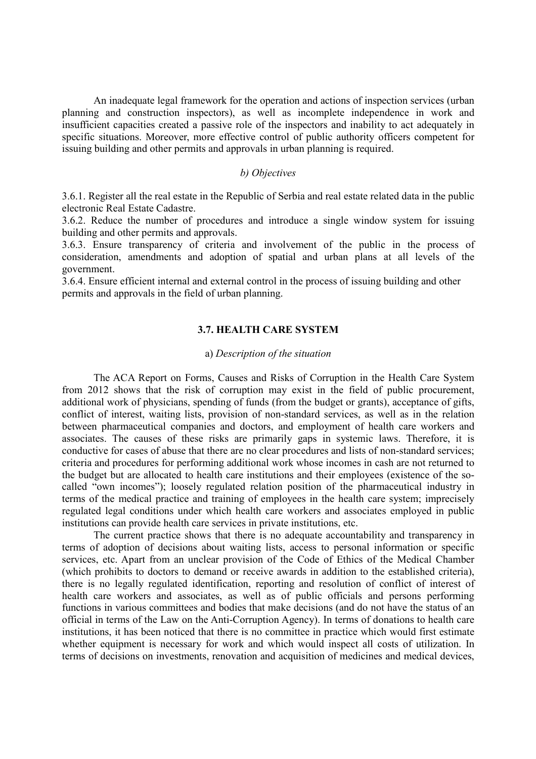An inadequate legal framework for the operation and actions of inspection services (urban planning and construction inspectors), as well as incomplete independence in work and insufficient capacities created a passive role of the inspectors and inability to act adequately in specific situations. Moreover, more effective control of public authority officers competent for issuing building and other permits and approvals in urban planning is required.

*b) Objectives*

3.6.1. Register all the real estate in the Republic of Serbia and real estate related data in the public electronic Real Estate Cadastre.
3.6.2. Reduce the number of procedures and introduce a single window system for issuing building and other permits and approvals.
3.6.3. Ensure transparency of criteria and involvement of the public in the process of consideration, amendments and adoption of spatial and urban plans at all levels of the government.
3.6.4. Ensure efficient internal and external control in the process of issuing building and other permits and approvals in the field of urban planning.

### 3.7. HEALTH CARE SYSTEM

a) *Description of the situation*

The ACA Report on Forms, Causes and Risks of Corruption in the Health Care System from 2012 shows that the risk of corruption may exist in the field of public procurement, additional work of physicians, spending of funds (from the budget or grants), acceptance of gifts, conflict of interest, waiting lists, provision of non-standard services, as well as in the relation between pharmaceutical companies and doctors, and employment of health care workers and associates. The causes of these risks are primarily gaps in systemic laws. Therefore, it is conductive for cases of abuse that there are no clear procedures and lists of non-standard services; criteria and procedures for performing additional work whose incomes in cash are not returned to the budget but are allocated to health care institutions and their employees (existence of the so-called "own incomes"); loosely regulated relation position of the pharmaceutical industry in terms of the medical practice and training of employees in the health care system; imprecisely regulated legal conditions under which health care workers and associates employed in public institutions can provide health care services in private institutions, etc.

The current practice shows that there is no adequate accountability and transparency in terms of adoption of decisions about waiting lists, access to personal information or specific services, etc. Apart from an unclear provision of the Code of Ethics of the Medical Chamber (which prohibits to doctors to demand or receive awards in addition to the established criteria), there is no legally regulated identification, reporting and resolution of conflict of interest of health care workers and associates, as well as of public officials and persons performing functions in various committees and bodies that make decisions (and do not have the status of an official in terms of the Law on the Anti-Corruption Agency). In terms of donations to health care institutions, it has been noticed that there is no committee in practice which would first estimate whether equipment is necessary for work and which would inspect all costs of utilization. In terms of decisions on investments, renovation and acquisition of medicines and medical devices,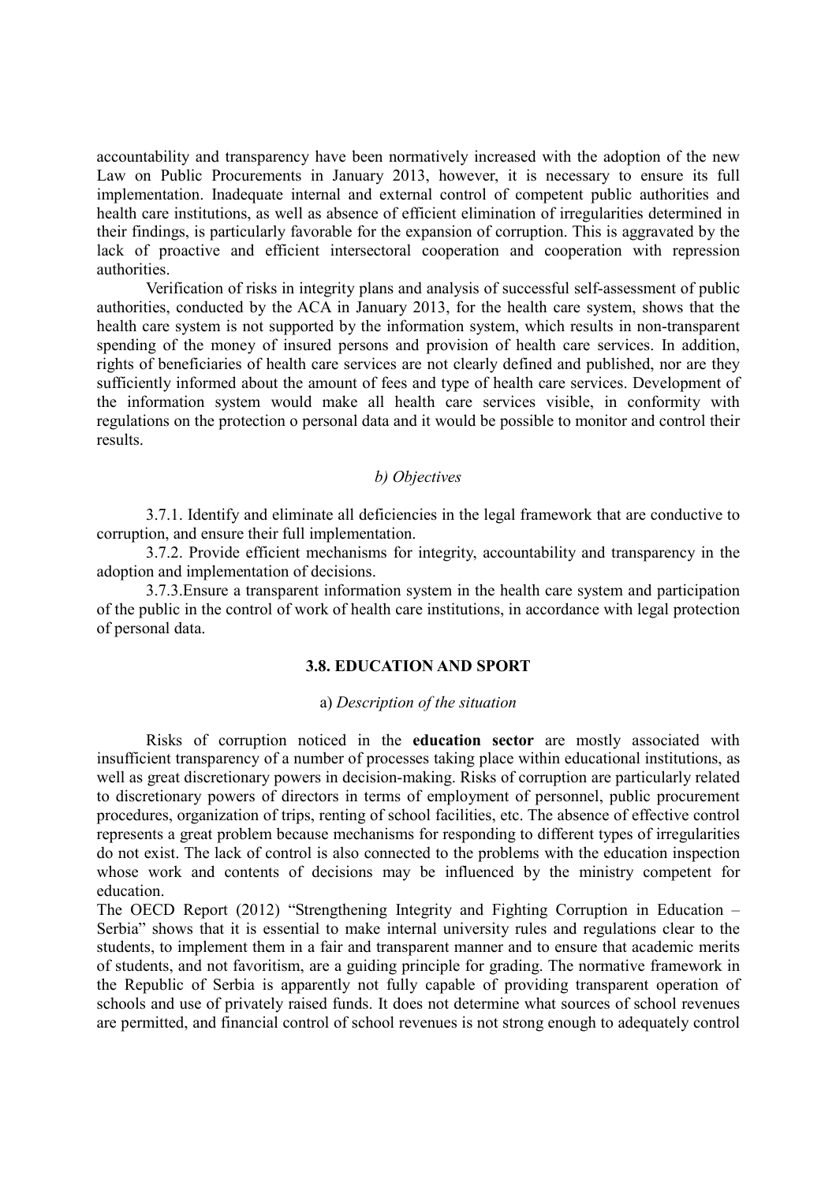accountability and transparency have been normatively increased with the adoption of the new Law on Public Procurements in January 2013, however, it is necessary to ensure its full implementation. Inadequate internal and external control of competent public authorities and health care institutions, as well as absence of efficient elimination of irregularities determined in their findings, is particularly favorable for the expansion of corruption. This is aggravated by the lack of proactive and efficient intersectoral cooperation and cooperation with repression authorities.

Verification of risks in integrity plans and analysis of successful self-assessment of public authorities, conducted by the ACA in January 2013, for the health care system, shows that the health care system is not supported by the information system, which results in non-transparent spending of the money of insured persons and provision of health care services. In addition, rights of beneficiaries of health care services are not clearly defined and published, nor are they sufficiently informed about the amount of fees and type of health care services. Development of the information system would make all health care services visible, in conformity with regulations on the protection o personal data and it would be possible to monitor and control their results.

*b) Objectives*

3.7.1. Identify and eliminate all deficiencies in the legal framework that are conductive to corruption, and ensure their full implementation.

3.7.2. Provide efficient mechanisms for integrity, accountability and transparency in the adoption and implementation of decisions.

3.7.3.Ensure a transparent information system in the health care system and participation of the public in the control of work of health care institutions, in accordance with legal protection of personal data.

### 3.8. EDUCATION AND SPORT

a) *Description of the situation*

Risks of corruption noticed in the **education sector** are mostly associated with insufficient transparency of a number of processes taking place within educational institutions, as well as great discretionary powers in decision-making. Risks of corruption are particularly related to discretionary powers of directors in terms of employment of personnel, public procurement procedures, organization of trips, renting of school facilities, etc. The absence of effective control represents a great problem because mechanisms for responding to different types of irregularities do not exist. The lack of control is also connected to the problems with the education inspection whose work and contents of decisions may be influenced by the ministry competent for education.

The OECD Report (2012) "Strengthening Integrity and Fighting Corruption in Education – Serbia" shows that it is essential to make internal university rules and regulations clear to the students, to implement them in a fair and transparent manner and to ensure that academic merits of students, and not favoritism, are a guiding principle for grading. The normative framework in the Republic of Serbia is apparently not fully capable of providing transparent operation of schools and use of privately raised funds. It does not determine what sources of school revenues are permitted, and financial control of school revenues is not strong enough to adequately control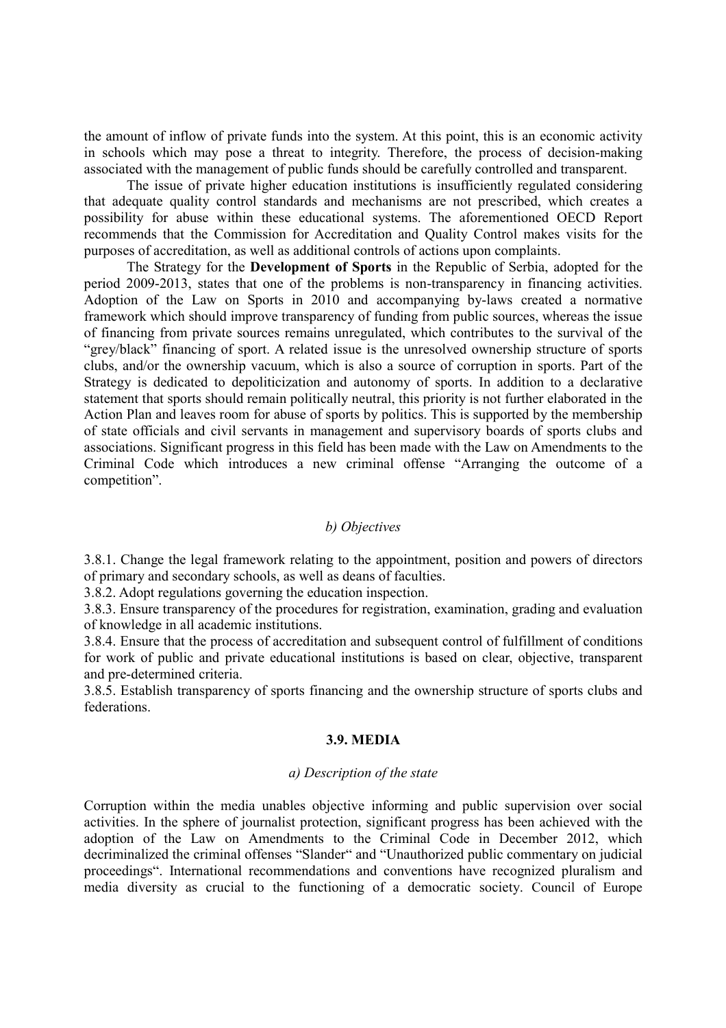the amount of inflow of private funds into the system. At this point, this is an economic activity in schools which may pose a threat to integrity. Therefore, the process of decision-making associated with the management of public funds should be carefully controlled and transparent.

The issue of private higher education institutions is insufficiently regulated considering that adequate quality control standards and mechanisms are not prescribed, which creates a possibility for abuse within these educational systems. The aforementioned OECD Report recommends that the Commission for Accreditation and Quality Control makes visits for the purposes of accreditation, as well as additional controls of actions upon complaints.

The Strategy for the **Development of Sports** in the Republic of Serbia, adopted for the period 2009-2013, states that one of the problems is non-transparency in financing activities. Adoption of the Law on Sports in 2010 and accompanying by-laws created a normative framework which should improve transparency of funding from public sources, whereas the issue of financing from private sources remains unregulated, which contributes to the survival of the "grey/black" financing of sport. A related issue is the unresolved ownership structure of sports clubs, and/or the ownership vacuum, which is also a source of corruption in sports. Part of the Strategy is dedicated to depoliticization and autonomy of sports. In addition to a declarative statement that sports should remain politically neutral, this priority is not further elaborated in the Action Plan and leaves room for abuse of sports by politics. This is supported by the membership of state officials and civil servants in management and supervisory boards of sports clubs and associations. Significant progress in this field has been made with the Law on Amendments to the Criminal Code which introduces a new criminal offense "Arranging the outcome of a competition".

*b) Objectives*

3.8.1. Change the legal framework relating to the appointment, position and powers of directors of primary and secondary schools, as well as deans of faculties.

3.8.2. Adopt regulations governing the education inspection.

3.8.3. Ensure transparency of the procedures for registration, examination, grading and evaluation of knowledge in all academic institutions.

3.8.4. Ensure that the process of accreditation and subsequent control of fulfillment of conditions for work of public and private educational institutions is based on clear, objective, transparent and pre-determined criteria.

3.8.5. Establish transparency of sports financing and the ownership structure of sports clubs and federations.

### 3.9. MEDIA

*a) Description of the state*

Corruption within the media unables objective informing and public supervision over social activities. In the sphere of journalist protection, significant progress has been achieved with the adoption of the Law on Amendments to the Criminal Code in December 2012, which decriminalized the criminal offenses "Slander" and "Unauthorized public commentary on judicial proceedings". International recommendations and conventions have recognized pluralism and media diversity as crucial to the functioning of a democratic society. Council of Europe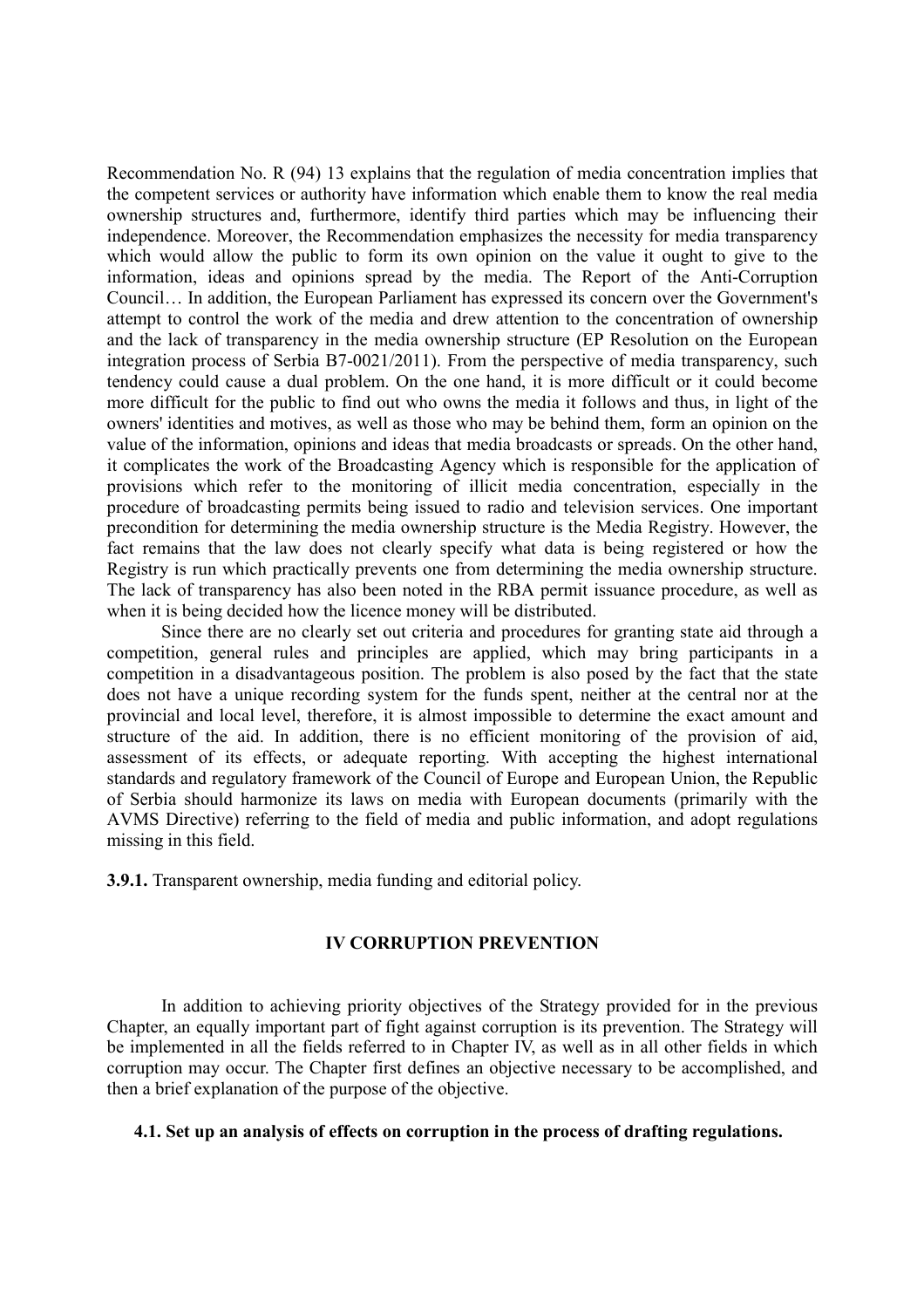Recommendation No. R (94) 13 explains that the regulation of media concentration implies that the competent services or authority have information which enable them to know the real media ownership structures and, furthermore, identify third parties which may be influencing their independence. Moreover, the Recommendation emphasizes the necessity for media transparency which would allow the public to form its own opinion on the value it ought to give to the information, ideas and opinions spread by the media. The Report of the Anti-Corruption Council… In addition, the European Parliament has expressed its concern over the Government's attempt to control the work of the media and drew attention to the concentration of ownership and the lack of transparency in the media ownership structure (EP Resolution on the European integration process of Serbia B7-0021/2011). From the perspective of media transparency, such tendency could cause a dual problem. On the one hand, it is more difficult or it could become more difficult for the public to find out who owns the media it follows and thus, in light of the owners' identities and motives, as well as those who may be behind them, form an opinion on the value of the information, opinions and ideas that media broadcasts or spreads. On the other hand, it complicates the work of the Broadcasting Agency which is responsible for the application of provisions which refer to the monitoring of illicit media concentration, especially in the procedure of broadcasting permits being issued to radio and television services. One important precondition for determining the media ownership structure is the Media Registry. However, the fact remains that the law does not clearly specify what data is being registered or how the Registry is run which practically prevents one from determining the media ownership structure. The lack of transparency has also been noted in the RBA permit issuance procedure, as well as when it is being decided how the licence money will be distributed.

Since there are no clearly set out criteria and procedures for granting state aid through a competition, general rules and principles are applied, which may bring participants in a competition in a disadvantageous position. The problem is also posed by the fact that the state does not have a unique recording system for the funds spent, neither at the central nor at the provincial and local level, therefore, it is almost impossible to determine the exact amount and structure of the aid. In addition, there is no efficient monitoring of the provision of aid, assessment of its effects, or adequate reporting. With accepting the highest international standards and regulatory framework of the Council of Europe and European Union, the Republic of Serbia should harmonize its laws on media with European documents (primarily with the AVMS Directive) referring to the field of media and public information, and adopt regulations missing in this field.

**3.9.1.** Transparent ownership, media funding and editorial policy.

## IV CORRUPTION PREVENTION

In addition to achieving priority objectives of the Strategy provided for in the previous Chapter, an equally important part of fight against corruption is its prevention. The Strategy will be implemented in all the fields referred to in Chapter IV, as well as in all other fields in which corruption may occur. The Chapter first defines an objective necessary to be accomplished, and then a brief explanation of the purpose of the objective.

**4.1. Set up an analysis of effects on corruption in the process of drafting regulations.**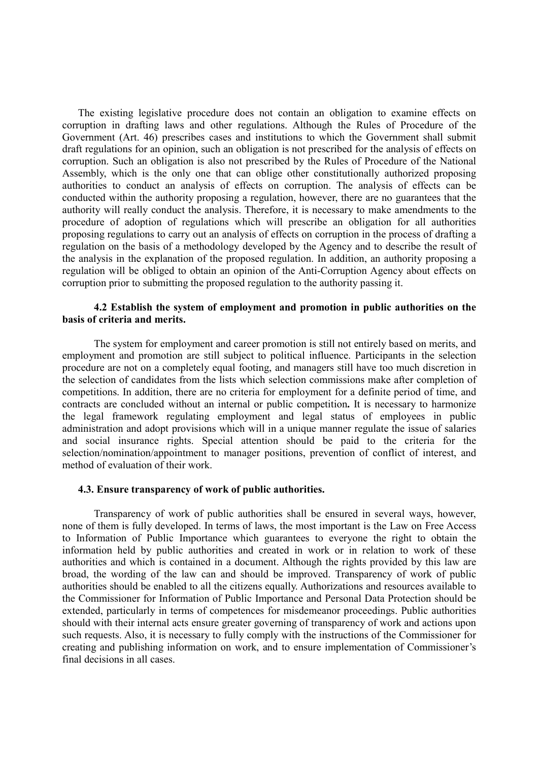The existing legislative procedure does not contain an obligation to examine effects on corruption in drafting laws and other regulations. Although the Rules of Procedure of the Government (Art. 46) prescribes cases and institutions to which the Government shall submit draft regulations for an opinion, such an obligation is not prescribed for the analysis of effects on corruption. Such an obligation is also not prescribed by the Rules of Procedure of the National Assembly, which is the only one that can oblige other constitutionally authorized proposing authorities to conduct an analysis of effects on corruption. The analysis of effects can be conducted within the authority proposing a regulation, however, there are no guarantees that the authority will really conduct the analysis. Therefore, it is necessary to make amendments to the procedure of adoption of regulations which will prescribe an obligation for all authorities proposing regulations to carry out an analysis of effects on corruption in the process of drafting a regulation on the basis of a methodology developed by the Agency and to describe the result of the analysis in the explanation of the proposed regulation. In addition, an authority proposing a regulation will be obliged to obtain an opinion of the Anti-Corruption Agency about effects on corruption prior to submitting the proposed regulation to the authority passing it.

### 4.2 Establish the system of employment and promotion in public authorities on the basis of criteria and merits.

The system for employment and career promotion is still not entirely based on merits, and employment and promotion are still subject to political influence. Participants in the selection procedure are not on a completely equal footing, and managers still have too much discretion in the selection of candidates from the lists which selection commissions make after completion of competitions. In addition, there are no criteria for employment for a definite period of time, and contracts are concluded without an internal or public competition**.** It is necessary to harmonize the legal framework regulating employment and legal status of employees in public administration and adopt provisions which will in a unique manner regulate the issue of salaries and social insurance rights. Special attention should be paid to the criteria for the selection/nomination/appointment to manager positions, prevention of conflict of interest, and method of evaluation of their work.

### 4.3. Ensure transparency of work of public authorities.

Transparency of work of public authorities shall be ensured in several ways, however, none of them is fully developed. In terms of laws, the most important is the Law on Free Access to Information of Public Importance which guarantees to everyone the right to obtain the information held by public authorities and created in work or in relation to work of these authorities and which is contained in a document. Although the rights provided by this law are broad, the wording of the law can and should be improved. Transparency of work of public authorities should be enabled to all the citizens equally. Authorizations and resources available to the Commissioner for Information of Public Importance and Personal Data Protection should be extended, particularly in terms of competences for misdemeanor proceedings. Public authorities should with their internal acts ensure greater governing of transparency of work and actions upon such requests. Also, it is necessary to fully comply with the instructions of the Commissioner for creating and publishing information on work, and to ensure implementation of Commissioner's final decisions in all cases.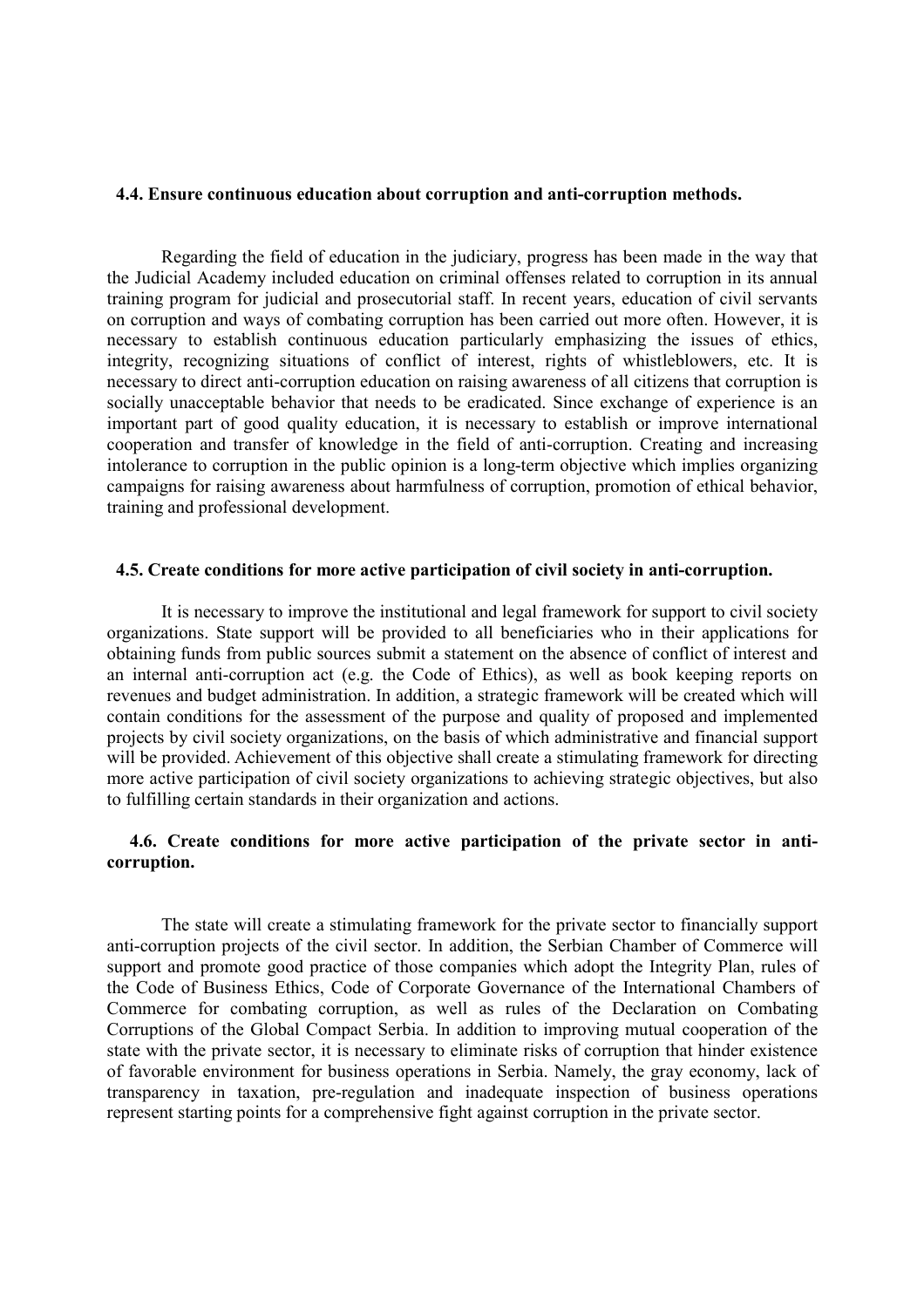**4.4. Ensure continuous education about corruption and anti-corruption methods.**

Regarding the field of education in the judiciary, progress has been made in the way that the Judicial Academy included education on criminal offenses related to corruption in its annual training program for judicial and prosecutorial staff. In recent years, education of civil servants on corruption and ways of combating corruption has been carried out more often. However, it is necessary to establish continuous education particularly emphasizing the issues of ethics, integrity, recognizing situations of conflict of interest, rights of whistleblowers, etc. It is necessary to direct anti-corruption education on raising awareness of all citizens that corruption is socially unacceptable behavior that needs to be eradicated. Since exchange of experience is an important part of good quality education, it is necessary to establish or improve international cooperation and transfer of knowledge in the field of anti-corruption. Creating and increasing intolerance to corruption in the public opinion is a long-term objective which implies organizing campaigns for raising awareness about harmfulness of corruption, promotion of ethical behavior, training and professional development.

**4.5. Create conditions for more active participation of civil society in anti-corruption.**

It is necessary to improve the institutional and legal framework for support to civil society organizations. State support will be provided to all beneficiaries who in their applications for obtaining funds from public sources submit a statement on the absence of conflict of interest and an internal anti-corruption act (e.g. the Code of Ethics), as well as book keeping reports on revenues and budget administration. In addition, a strategic framework will be created which will contain conditions for the assessment of the purpose and quality of proposed and implemented projects by civil society organizations, on the basis of which administrative and financial support will be provided. Achievement of this objective shall create a stimulating framework for directing more active participation of civil society organizations to achieving strategic objectives, but also to fulfilling certain standards in their organization and actions.

**4.6. Create conditions for more active participation of the private sector in anti-corruption.**

The state will create a stimulating framework for the private sector to financially support anti-corruption projects of the civil sector. In addition, the Serbian Chamber of Commerce will support and promote good practice of those companies which adopt the Integrity Plan, rules of the Code of Business Ethics, Code of Corporate Governance of the International Chambers of Commerce for combating corruption, as well as rules of the Declaration on Combating Corruptions of the Global Compact Serbia. In addition to improving mutual cooperation of the state with the private sector, it is necessary to eliminate risks of corruption that hinder existence of favorable environment for business operations in Serbia. Namely, the gray economy, lack of transparency in taxation, pre-regulation and inadequate inspection of business operations represent starting points for a comprehensive fight against corruption in the private sector.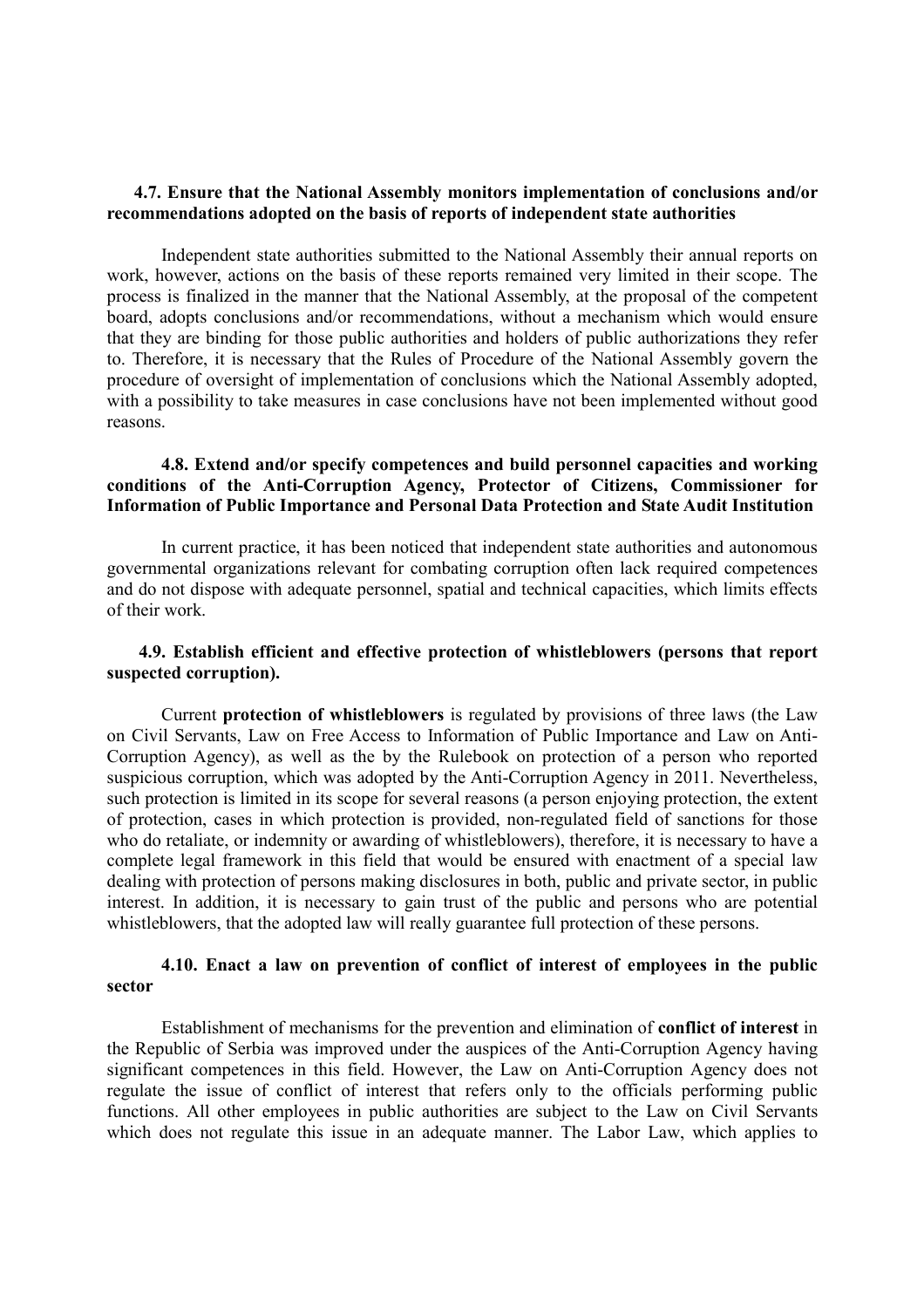### 4.7. Ensure that the National Assembly monitors implementation of conclusions and/or recommendations adopted on the basis of reports of independent state authorities

Independent state authorities submitted to the National Assembly their annual reports on work, however, actions on the basis of these reports remained very limited in their scope. The process is finalized in the manner that the National Assembly, at the proposal of the competent board, adopts conclusions and/or recommendations, without a mechanism which would ensure that they are binding for those public authorities and holders of public authorizations they refer to. Therefore, it is necessary that the Rules of Procedure of the National Assembly govern the procedure of oversight of implementation of conclusions which the National Assembly adopted, with a possibility to take measures in case conclusions have not been implemented without good reasons.

### 4.8. Extend and/or specify competences and build personnel capacities and working conditions of the Anti-Corruption Agency, Protector of Citizens, Commissioner for Information of Public Importance and Personal Data Protection and State Audit Institution

In current practice, it has been noticed that independent state authorities and autonomous governmental organizations relevant for combating corruption often lack required competences and do not dispose with adequate personnel, spatial and technical capacities, which limits effects of their work.

### 4.9. Establish efficient and effective protection of whistleblowers (persons that report suspected corruption).

Current **protection of whistleblowers** is regulated by provisions of three laws (the Law on Civil Servants, Law on Free Access to Information of Public Importance and Law on Anti-Corruption Agency), as well as the by the Rulebook on protection of a person who reported suspicious corruption, which was adopted by the Anti-Corruption Agency in 2011. Nevertheless, such protection is limited in its scope for several reasons (a person enjoying protection, the extent of protection, cases in which protection is provided, non-regulated field of sanctions for those who do retaliate, or indemnity or awarding of whistleblowers), therefore, it is necessary to have a complete legal framework in this field that would be ensured with enactment of a special law dealing with protection of persons making disclosures in both, public and private sector, in public interest. In addition, it is necessary to gain trust of the public and persons who are potential whistleblowers, that the adopted law will really guarantee full protection of these persons.

### 4.10. Enact a law on prevention of conflict of interest of employees in the public sector

Establishment of mechanisms for the prevention and elimination of **conflict of interest** in the Republic of Serbia was improved under the auspices of the Anti-Corruption Agency having significant competences in this field. However, the Law on Anti-Corruption Agency does not regulate the issue of conflict of interest that refers only to the officials performing public functions. All other employees in public authorities are subject to the Law on Civil Servants which does not regulate this issue in an adequate manner. The Labor Law, which applies to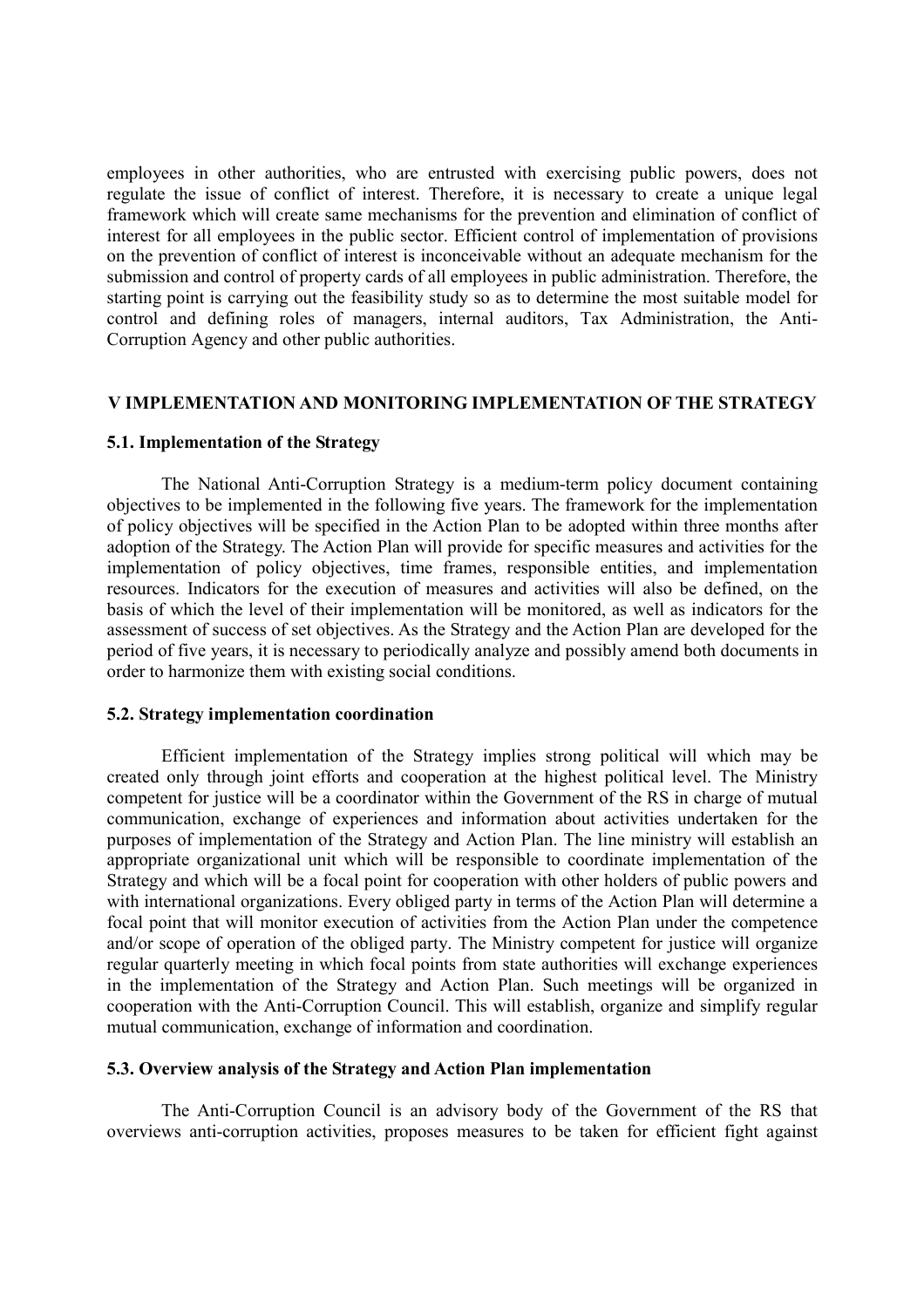employees in other authorities, who are entrusted with exercising public powers, does not regulate the issue of conflict of interest. Therefore, it is necessary to create a unique legal framework which will create same mechanisms for the prevention and elimination of conflict of interest for all employees in the public sector. Efficient control of implementation of provisions on the prevention of conflict of interest is inconceivable without an adequate mechanism for the submission and control of property cards of all employees in public administration. Therefore, the starting point is carrying out the feasibility study so as to determine the most suitable model for control and defining roles of managers, internal auditors, Tax Administration, the Anti-Corruption Agency and other public authorities.

## V IMPLEMENTATION AND MONITORING IMPLEMENTATION OF THE STRATEGY

### 5.1. Implementation of the Strategy

The National Anti-Corruption Strategy is a medium-term policy document containing objectives to be implemented in the following five years. The framework for the implementation of policy objectives will be specified in the Action Plan to be adopted within three months after adoption of the Strategy. The Action Plan will provide for specific measures and activities for the implementation of policy objectives, time frames, responsible entities, and implementation resources. Indicators for the execution of measures and activities will also be defined, on the basis of which the level of their implementation will be monitored, as well as indicators for the assessment of success of set objectives. As the Strategy and the Action Plan are developed for the period of five years, it is necessary to periodically analyze and possibly amend both documents in order to harmonize them with existing social conditions.

### 5.2. Strategy implementation coordination

Efficient implementation of the Strategy implies strong political will which may be created only through joint efforts and cooperation at the highest political level. The Ministry competent for justice will be a coordinator within the Government of the RS in charge of mutual communication, exchange of experiences and information about activities undertaken for the purposes of implementation of the Strategy and Action Plan. The line ministry will establish an appropriate organizational unit which will be responsible to coordinate implementation of the Strategy and which will be a focal point for cooperation with other holders of public powers and with international organizations. Every obliged party in terms of the Action Plan will determine a focal point that will monitor execution of activities from the Action Plan under the competence and/or scope of operation of the obliged party. The Ministry competent for justice will organize regular quarterly meeting in which focal points from state authorities will exchange experiences in the implementation of the Strategy and Action Plan. Such meetings will be organized in cooperation with the Anti-Corruption Council. This will establish, organize and simplify regular mutual communication, exchange of information and coordination.

### 5.3. Overview analysis of the Strategy and Action Plan implementation

The Anti-Corruption Council is an advisory body of the Government of the RS that overviews anti-corruption activities, proposes measures to be taken for efficient fight against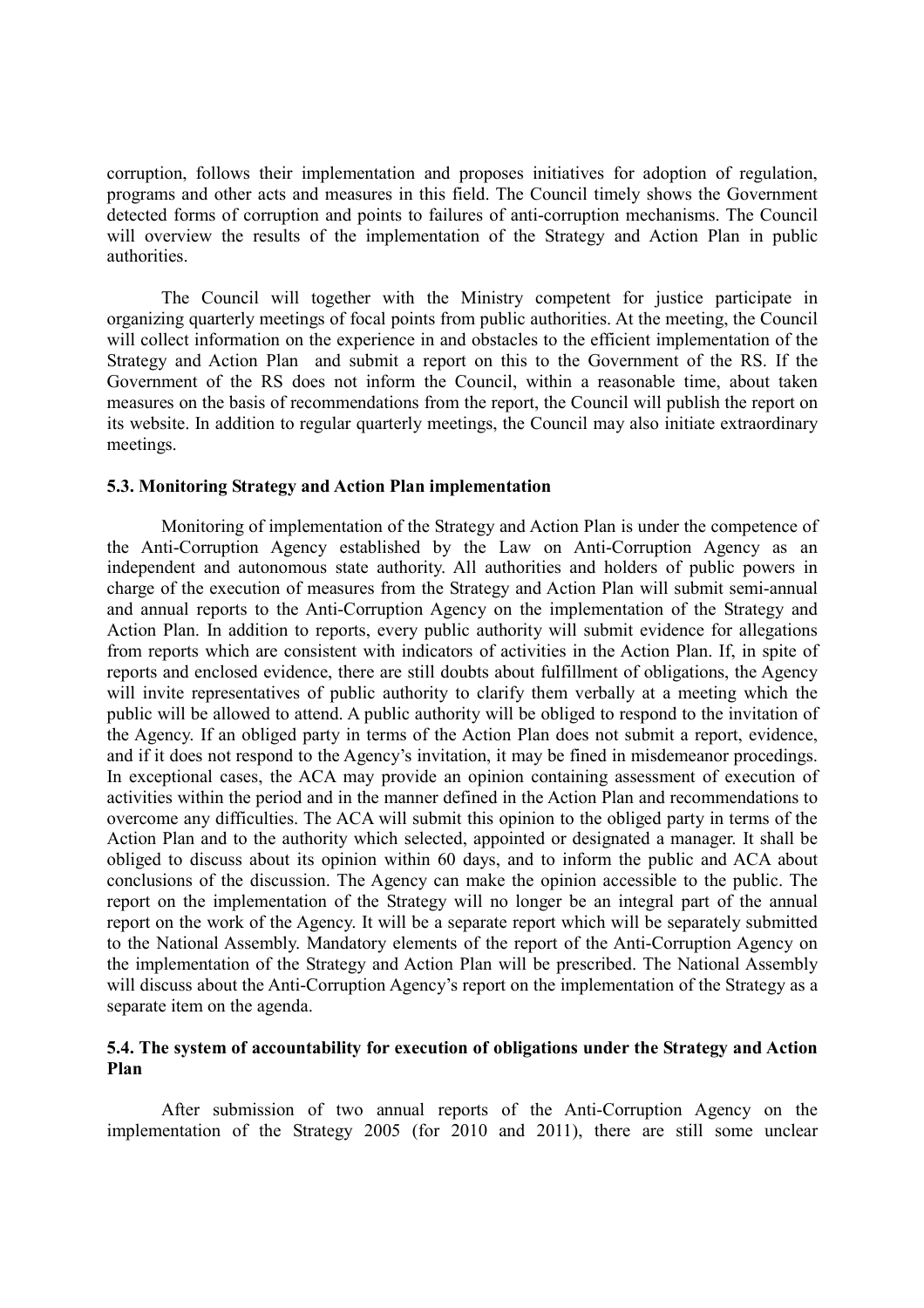corruption, follows their implementation and proposes initiatives for adoption of regulation, programs and other acts and measures in this field. The Council timely shows the Government detected forms of corruption and points to failures of anti-corruption mechanisms. The Council will overview the results of the implementation of the Strategy and Action Plan in public authorities.

The Council will together with the Ministry competent for justice participate in organizing quarterly meetings of focal points from public authorities. At the meeting, the Council will collect information on the experience in and obstacles to the efficient implementation of the Strategy and Action Plan and submit a report on this to the Government of the RS. If the Government of the RS does not inform the Council, within a reasonable time, about taken measures on the basis of recommendations from the report, the Council will publish the report on its website. In addition to regular quarterly meetings, the Council may also initiate extraordinary meetings.

### 5.3. Monitoring Strategy and Action Plan implementation

Monitoring of implementation of the Strategy and Action Plan is under the competence of the Anti-Corruption Agency established by the Law on Anti-Corruption Agency as an independent and autonomous state authority. All authorities and holders of public powers in charge of the execution of measures from the Strategy and Action Plan will submit semi-annual and annual reports to the Anti-Corruption Agency on the implementation of the Strategy and Action Plan. In addition to reports, every public authority will submit evidence for allegations from reports which are consistent with indicators of activities in the Action Plan. If, in spite of reports and enclosed evidence, there are still doubts about fulfillment of obligations, the Agency will invite representatives of public authority to clarify them verbally at a meeting which the public will be allowed to attend. A public authority will be obliged to respond to the invitation of the Agency. If an obliged party in terms of the Action Plan does not submit a report, evidence, and if it does not respond to the Agency's invitation, it may be fined in misdemeanor procedings. In exceptional cases, the ACA may provide an opinion containing assessment of execution of activities within the period and in the manner defined in the Action Plan and recommendations to overcome any difficulties. The ACA will submit this opinion to the obliged party in terms of the Action Plan and to the authority which selected, appointed or designated a manager. It shall be obliged to discuss about its opinion within 60 days, and to inform the public and ACA about conclusions of the discussion. The Agency can make the opinion accessible to the public. The report on the implementation of the Strategy will no longer be an integral part of the annual report on the work of the Agency. It will be a separate report which will be separately submitted to the National Assembly. Mandatory elements of the report of the Anti-Corruption Agency on the implementation of the Strategy and Action Plan will be prescribed. The National Assembly will discuss about the Anti-Corruption Agency's report on the implementation of the Strategy as a separate item on the agenda.

### 5.4. The system of accountability for execution of obligations under the Strategy and Action Plan

After submission of two annual reports of the Anti-Corruption Agency on the implementation of the Strategy 2005 (for 2010 and 2011), there are still some unclear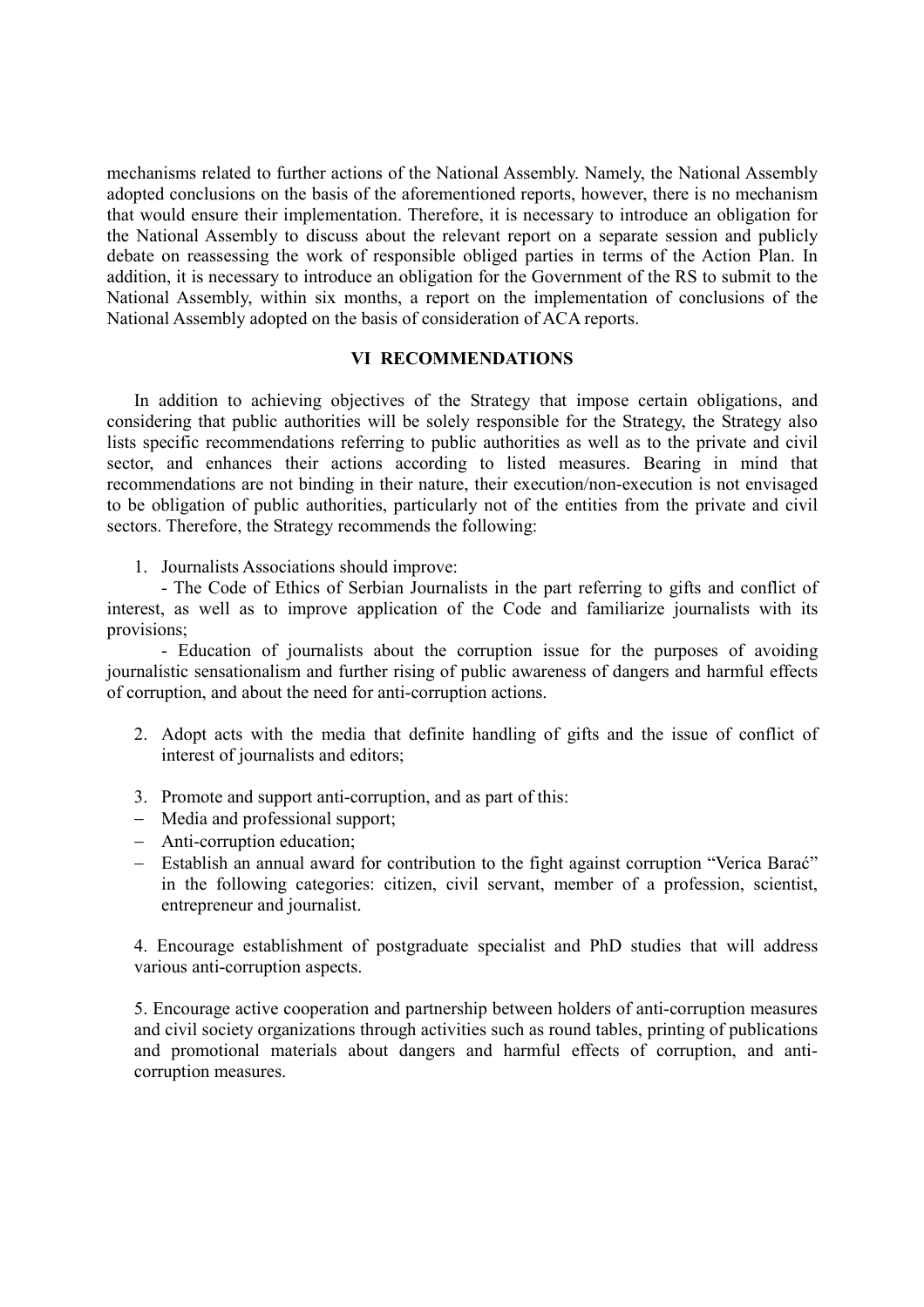mechanisms related to further actions of the National Assembly. Namely, the National Assembly adopted conclusions on the basis of the aforementioned reports, however, there is no mechanism that would ensure their implementation. Therefore, it is necessary to introduce an obligation for the National Assembly to discuss about the relevant report on a separate session and publicly debate on reassessing the work of responsible obliged parties in terms of the Action Plan. In addition, it is necessary to introduce an obligation for the Government of the RS to submit to the National Assembly, within six months, a report on the implementation of conclusions of the National Assembly adopted on the basis of consideration of ACA reports.

## VI RECOMMENDATIONS

In addition to achieving objectives of the Strategy that impose certain obligations, and considering that public authorities will be solely responsible for the Strategy, the Strategy also lists specific recommendations referring to public authorities as well as to the private and civil sector, and enhances their actions according to listed measures. Bearing in mind that recommendations are not binding in their nature, their execution/non-execution is not envisaged to be obligation of public authorities, particularly not of the entities from the private and civil sectors. Therefore, the Strategy recommends the following:

1. Journalists Associations should improve:

   - The Code of Ethics of Serbian Journalists in the part referring to gifts and conflict of interest, as well as to improve application of the Code and familiarize journalists with its provisions;

   - Education of journalists about the corruption issue for the purposes of avoiding journalistic sensationalism and further rising of public awareness of dangers and harmful effects of corruption, and about the need for anti-corruption actions.

2. Adopt acts with the media that definite handling of gifts and the issue of conflict of interest of journalists and editors;

3. Promote and support anti-corruption, and as part of this:
   - Media and professional support;
   - Anti-corruption education;
   - Establish an annual award for contribution to the fight against corruption "Verica Barać" in the following categories: citizen, civil servant, member of a profession, scientist, entrepreneur and journalist.

4. Encourage establishment of postgraduate specialist and PhD studies that will address various anti-corruption aspects.

5. Encourage active cooperation and partnership between holders of anti-corruption measures and civil society organizations through activities such as round tables, printing of publications and promotional materials about dangers and harmful effects of corruption, and anti-corruption measures.